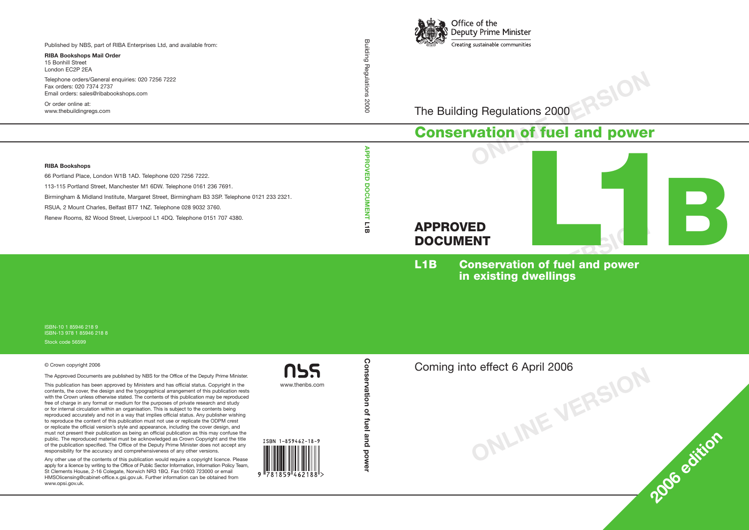Office of the Deputy Prime Minister

Creating sustainable communities

The Building Regulations 2000

# Conservation of fuel and power

## APPROVED DOCUMENT L1B

**L1B Conservation of fuel and power in existing dwellings**

Coming into effect 6 April 2006

2006 edition

---

Published by NBS, part of RIBA Enterprises Ltd, and available from:

**RIBA Bookshops Mail Order**
15 Bonhill Street
London EC2P 2EA

Telephone orders/General enquiries: 020 7256 7222
Fax orders: 020 7374 2737
Email orders: sales@ribabookshops.com

Or order online at:
www.thebuildingregs.com

**RIBA Bookshops**

66 Portland Place, London W1B 1AD. Telephone 020 7256 7222.

113-115 Portland Street, Manchester M1 6DW. Telephone 0161 236 7691.

Birmingham & Midland Institute, Margaret Street, Birmingham B3 3SP. Telephone 0121 233 2321.

RSUA, 2 Mount Charles, Belfast BT7 1NZ. Telephone 028 9032 3760.

Renew Rooms, 82 Wood Street, Liverpool L1 4DQ. Telephone 0151 707 4380.

ISBN-10 1 85946 218 9
ISBN-13 978 1 85946 218 8
Stock code 56599

© Crown copyright 2006

The Approved Documents are published by NBS for the Office of the Deputy Prime Minister.

This publication has been approved by Ministers and has official status. Copyright in the contents, the cover, the design and the typographical arrangement of this publication rests with the Crown unless otherwise stated. The contents of this publication may be reproduced free of charge in any format or medium for the purposes of private research and study or for internal circulation within an organisation. This is subject to the contents being reproduced accurately and not in a way that implies official status. Any publisher wishing to reproduce the content of this publication must not use or replicate the ODPM crest or replicate the official version's style and appearance, including the cover design, and must not present their publication as being an official publication as this may confuse the public. The reproduced material must be acknowledged as Crown Copyright and the title of the publication specified. The Office of the Deputy Prime Minister does not accept any responsibility for the accuracy and comprehensiveness of any other versions.

Any other use of the contents of this publication would require a copyright licence. Please apply for a licence by writing to the Office of Public Sector Information, Information Policy Team, St Clements House, 2-16 Colegate, Norwich NR3 1BQ. Fax 01603 723000 or email HMSOlicensing@cabinet-office.x.gsi.gov.uk. Further information can be obtained from www.opsi.gov.uk.

nbs
www.thenbs.com

ISBN 1-859462-18-9
9 781859 462188

Building Regulations 2000

APPROVED DOCUMENT L1B

Conservation of fuel and power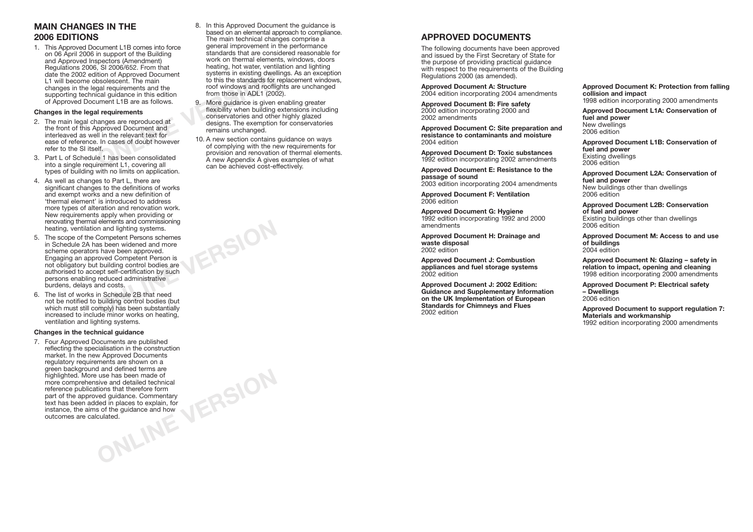## MAIN CHANGES IN THE 2006 EDITIONS

1. This Approved Document L1B comes into force on 06 April 2006 in support of the Building and Approved Inspectors (Amendment) Regulations 2006, SI 2006/652. From that date the 2002 edition of Approved Document L1 will become obsolescent. The main changes in the legal requirements and the supporting technical guidance in this edition of Approved Document L1B are as follows.

**Changes in the legal requirements**

2. The main legal changes are reproduced at the front of this Approved Document and interleaved as well in the relevant text for ease of reference. In cases of doubt however refer to the SI itself.
3. Part L of Schedule 1 has been consolidated into a single requirement L1, covering all types of building with no limits on application.
4. As well as changes to Part L, there are significant changes to the definitions of works and exempt works and a new definition of 'thermal element' is introduced to address more types of alteration and renovation work. New requirements apply when providing or renovating thermal elements and commissioning heating, ventilation and lighting systems.
5. The scope of the Competent Persons schemes in Schedule 2A has been widened and more scheme operators have been approved. Engaging an approved Competent Person is not obligatory but building control bodies are authorised to accept self-certification by such persons enabling reduced administrative burdens, delays and costs.
6. The list of works in Schedule 2B that need not be notified to building control bodies (but which must still comply) has been substantially increased to include minor works on heating, ventilation and lighting systems.

**Changes in the technical guidance**

7. Four Approved Documents are published reflecting the specialisation in the construction market. In the new Approved Documents regulatory requirements are shown on a green background and defined terms are highlighted. More use has been made of more comprehensive and detailed technical reference publications that therefore form part of the approved guidance. Commentary text has been added in places to explain, for instance, the aims of the guidance and how outcomes are calculated.
8. In this Approved Document the guidance is based on an elemental approach to compliance. The main technical changes comprise a general improvement in the performance standards that are considered reasonable for work on thermal elements, windows, doors heating, hot water, ventilation and lighting systems in existing dwellings. As an exception to this the standards for replacement windows, roof windows and rooflights are unchanged from those in ADL1 (2002).
9. More guidance is given enabling greater flexibility when building extensions including conservatories and other highly glazed designs. The exemption for conservatories remains unchanged.
10. A new section contains guidance on ways of complying with the new requirements for provision and renovation of thermal elements. A new Appendix A gives examples of what can be achieved cost-effectively.

## APPROVED DOCUMENTS

The following documents have been approved and issued by the First Secretary of State for the purpose of providing practical guidance with respect to the requirements of the Building Regulations 2000 (as amended).

**Approved Document A: Structure**
2004 edition incorporating 2004 amendments

**Approved Document B: Fire safety**
2000 edition incorporating 2000 and 2002 amendments

**Approved Document C: Site preparation and resistance to contaminants and moisture**
2004 edition

**Approved Document D: Toxic substances**
1992 edition incorporating 2002 amendments

**Approved Document E: Resistance to the passage of sound**
2003 edition incorporating 2004 amendments

**Approved Document F: Ventilation**
2006 edition

**Approved Document G: Hygiene**
1992 edition incorporating 1992 and 2000 amendments

**Approved Document H: Drainage and waste disposal**
2002 edition

**Approved Document J: Combustion appliances and fuel storage systems**
2002 edition

**Approved Document J: 2002 Edition: Guidance and Supplementary Information on the UK Implementation of European Standards for Chimneys and Flues**
2002 edition

**Approved Document K: Protection from falling collision and impact**
1998 edition incorporating 2000 amendments

**Approved Document L1A: Conservation of fuel and power**
New dwellings
2006 edition

**Approved Document L1B: Conservation of fuel and power**
Existing dwellings
2006 edition

**Approved Document L2A: Conservation of fuel and power**
New buildings other than dwellings
2006 edition

**Approved Document L2B: Conservation of fuel and power**
Existing buildings other than dwellings
2006 edition

**Approved Document M: Access to and use of buildings**
2004 edition

**Approved Document N: Glazing – safety in relation to impact, opening and cleaning**
1998 edition incorporating 2000 amendments

**Approved Document P: Electrical safety – Dwellings**
2006 edition

**Approved Document to support regulation 7: Materials and workmanship**
1992 edition incorporating 2000 amendments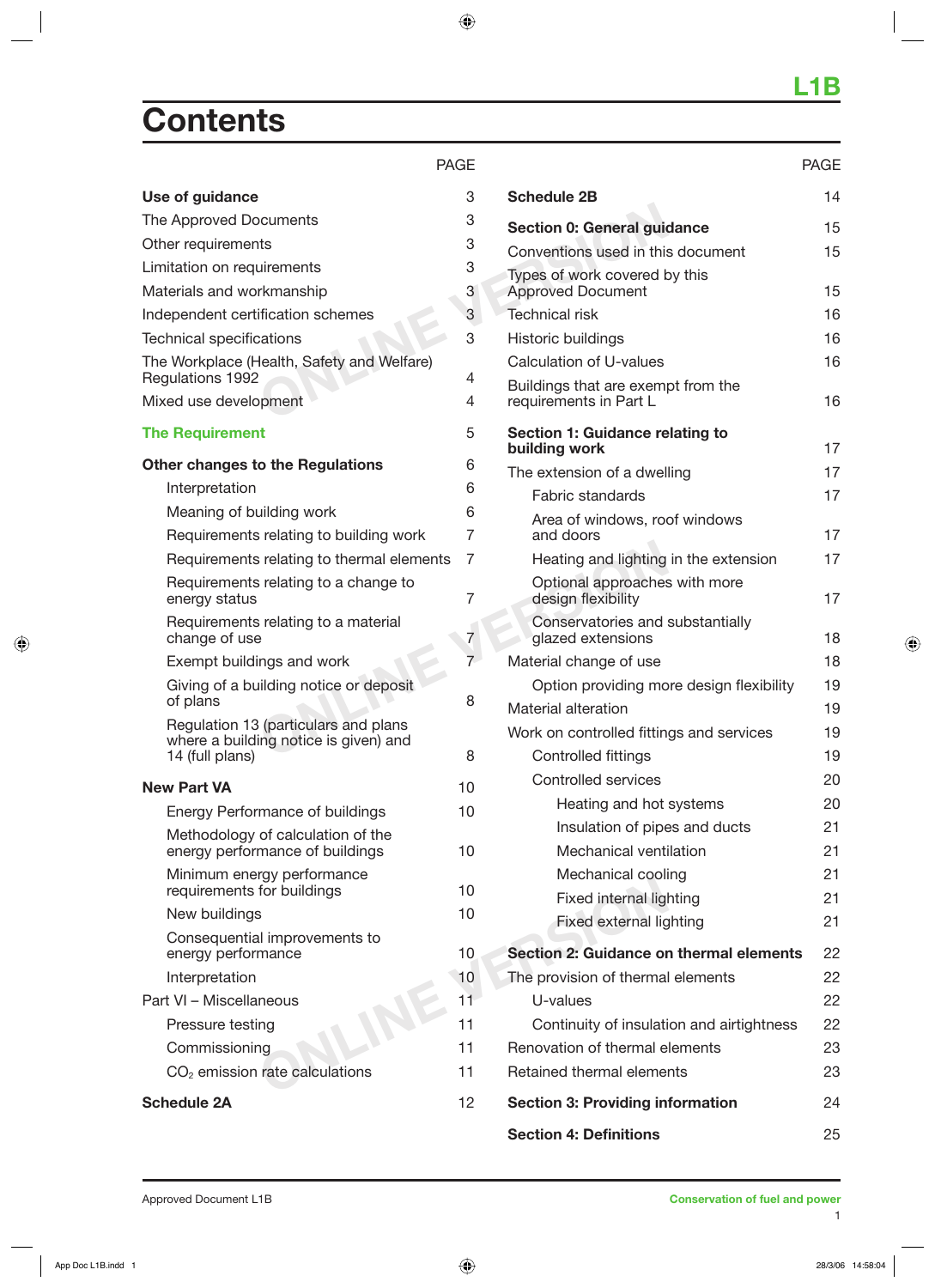# Contents

| | PAGE |
|---|---|
| **Use of guidance** | 3 |
| The Approved Documents | 3 |
| Other requirements | 3 |
| Limitation on requirements | 3 |
| Materials and workmanship | 3 |
| Independent certification schemes | 3 |
| Technical specifications | 3 |
| The Workplace (Health, Safety and Welfare) Regulations 1992 | 4 |
| Mixed use development | 4 |
| **The Requirement** | 5 |
| **Other changes to the Regulations** | 6 |
| Interpretation | 6 |
| Meaning of building work | 6 |
| Requirements relating to building work | 7 |
| Requirements relating to thermal elements | 7 |
| Requirements relating to a change to energy status | 7 |
| Requirements relating to a material change of use | 7 |
| Exempt buildings and work | 7 |
| Giving of a building notice or deposit of plans | 8 |
| Regulation 13 (particulars and plans where a building notice is given) and 14 (full plans) | 8 |
| **New Part VA** | 10 |
| Energy Performance of buildings | 10 |
| Methodology of calculation of the energy performance of buildings | 10 |
| Minimum energy performance requirements for buildings | 10 |
| New buildings | 10 |
| Consequential improvements to energy performance | 10 |
| Interpretation | 10 |
| Part VI – Miscellaneous | 11 |
| Pressure testing | 11 |
| Commissioning | 11 |
| $CO_2$ emission rate calculations | 11 |
| **Schedule 2A** | 12 |
| **Schedule 2B** | 14 |
| **Section 0: General guidance** | 15 |
| Conventions used in this document | 15 |
| Types of work covered by this Approved Document | 15 |
| Technical risk | 16 |
| Historic buildings | 16 |
| Calculation of U-values | 16 |
| Buildings that are exempt from the requirements in Part L | 16 |
| **Section 1: Guidance relating to building work** | 17 |
| The extension of a dwelling | 17 |
| Fabric standards | 17 |
| Area of windows, roof windows and doors | 17 |
| Heating and lighting in the extension | 17 |
| Optional approaches with more design flexibility | 17 |
| Conservatories and substantially glazed extensions | 18 |
| Material change of use | 18 |
| Option providing more design flexibility | 19 |
| Material alteration | 19 |
| Work on controlled fittings and services | 19 |
| Controlled fittings | 19 |
| Controlled services | 20 |
| Heating and hot systems | 20 |
| Insulation of pipes and ducts | 21 |
| Mechanical ventilation | 21 |
| Mechanical cooling | 21 |
| Fixed internal lighting | 21 |
| Fixed external lighting | 21 |
| **Section 2: Guidance on thermal elements** | 22 |
| The provision of thermal elements | 22 |
| U-values | 22 |
| Continuity of insulation and airtightness | 22 |
| Renovation of thermal elements | 23 |
| Retained thermal elements | 23 |
| **Section 3: Providing information** | 24 |
| **Section 4: Definitions** | 25 |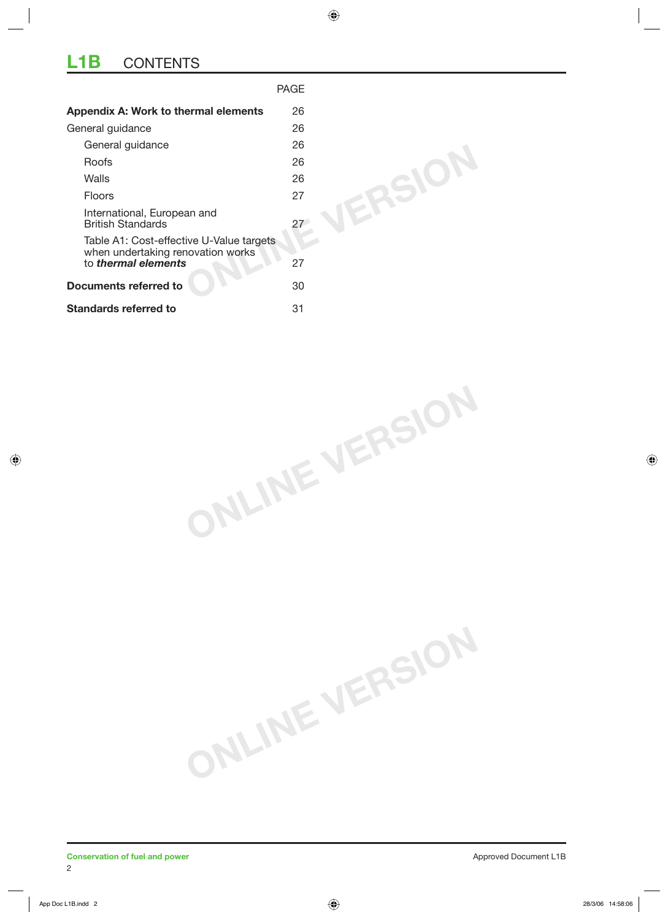# L1B CONTENTS

| | PAGE |
|---|---|
| **Appendix A: Work to thermal elements** | 26 |
| General guidance | 26 |
| General guidance | 26 |
| Roofs | 26 |
| Walls | 26 |
| Floors | 27 |
| International, European and British Standards | 27 |
| Table A1: Cost-effective U-Value targets when undertaking renovation works to ***thermal elements*** | 27 |
| **Documents referred to** | 30 |
| **Standards referred to** | 31 |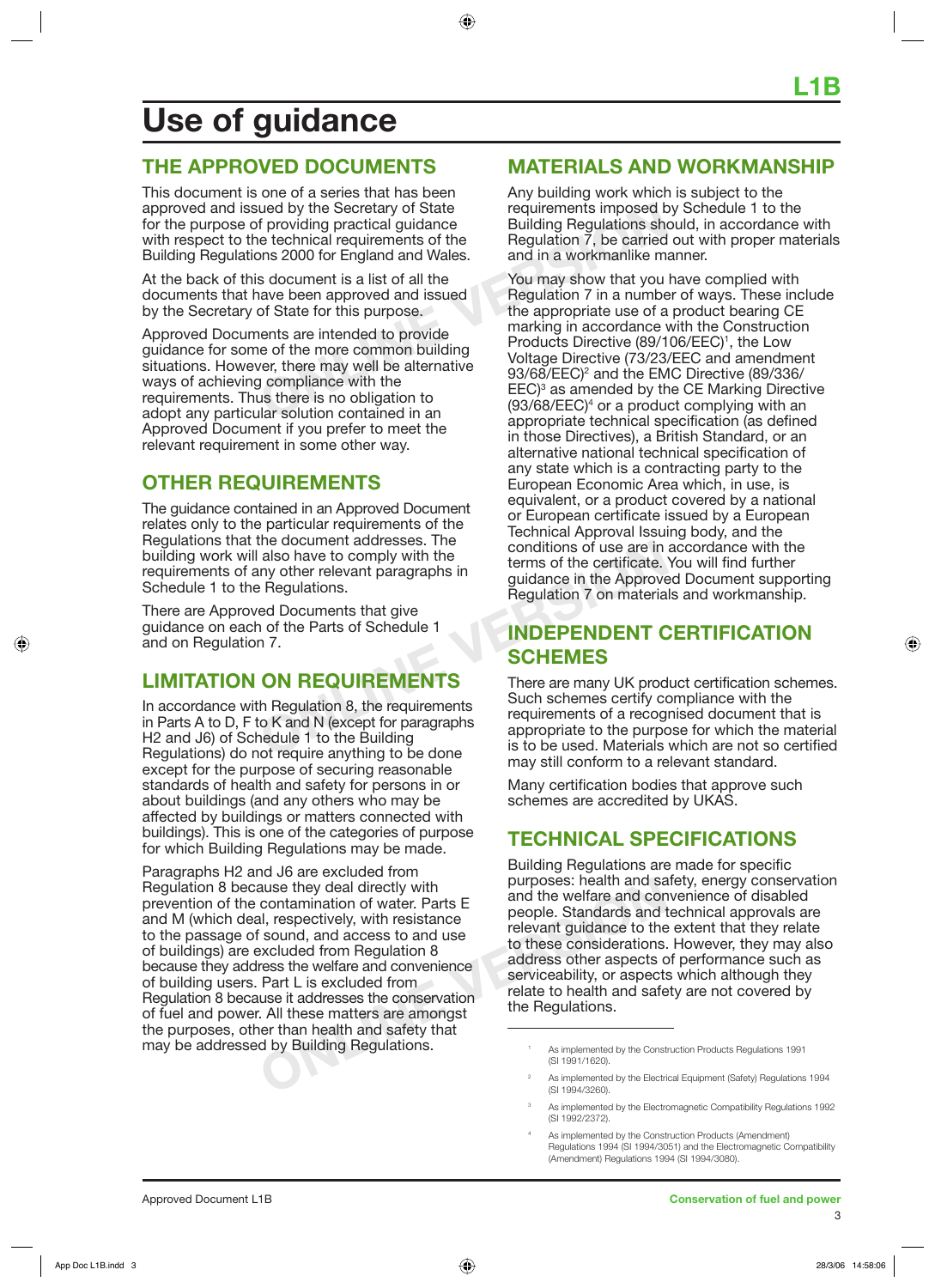# Use of guidance

## THE APPROVED DOCUMENTS

This document is one of a series that has been approved and issued by the Secretary of State for the purpose of providing practical guidance with respect to the technical requirements of the Building Regulations 2000 for England and Wales.

At the back of this document is a list of all the documents that have been approved and issued by the Secretary of State for this purpose.

Approved Documents are intended to provide guidance for some of the more common building situations. However, there may well be alternative ways of achieving compliance with the requirements. Thus there is no obligation to adopt any particular solution contained in an Approved Document if you prefer to meet the relevant requirement in some other way.

## OTHER REQUIREMENTS

The guidance contained in an Approved Document relates only to the particular requirements of the Regulations that the document addresses. The building work will also have to comply with the requirements of any other relevant paragraphs in Schedule 1 to the Regulations.

There are Approved Documents that give guidance on each of the Parts of Schedule 1 and on Regulation 7.

## LIMITATION ON REQUIREMENTS

In accordance with Regulation 8, the requirements in Parts A to D, F to K and N (except for paragraphs H2 and J6) of Schedule 1 to the Building Regulations) do not require anything to be done except for the purpose of securing reasonable standards of health and safety for persons in or about buildings (and any others who may be affected by buildings or matters connected with buildings). This is one of the categories of purpose for which Building Regulations may be made.

Paragraphs H2 and J6 are excluded from Regulation 8 because they deal directly with prevention of the contamination of water. Parts E and M (which deal, respectively, with resistance to the passage of sound, and access to and use of buildings) are excluded from Regulation 8 because they address the welfare and convenience of building users. Part L is excluded from Regulation 8 because it addresses the conservation of fuel and power. All these matters are amongst the purposes, other than health and safety that may be addressed by Building Regulations.

## MATERIALS AND WORKMANSHIP

Any building work which is subject to the requirements imposed by Schedule 1 to the Building Regulations should, in accordance with Regulation 7, be carried out with proper materials and in a workmanlike manner.

You may show that you have complied with Regulation 7 in a number of ways. These include the appropriate use of a product bearing CE marking in accordance with the Construction Products Directive (89/106/EEC)[1], the Low Voltage Directive (73/23/EEC and amendment 93/68/EEC)[2] and the EMC Directive (89/336/EEC)[3] as amended by the CE Marking Directive (93/68/EEC)[4] or a product complying with an appropriate technical specification (as defined in those Directives), a British Standard, or an alternative national technical specification of any state which is a contracting party to the European Economic Area which, in use, is equivalent, or a product covered by a national or European certificate issued by a European Technical Approval Issuing body, and the conditions of use are in accordance with the terms of the certificate. You will find further guidance in the Approved Document supporting Regulation 7 on materials and workmanship.

## INDEPENDENT CERTIFICATION SCHEMES

There are many UK product certification schemes. Such schemes certify compliance with the requirements of a recognised document that is appropriate to the purpose for which the material is to be used. Materials which are not so certified may still conform to a relevant standard.

Many certification bodies that approve such schemes are accredited by UKAS.

## TECHNICAL SPECIFICATIONS

Building Regulations are made for specific purposes: health and safety, energy conservation and the welfare and convenience of disabled people. Standards and technical approvals are relevant guidance to the extent that they relate to these considerations. However, they may also address other aspects of performance such as serviceability, or aspects which although they relate to health and safety are not covered by the Regulations.

---

[1] As implemented by the Construction Products Regulations 1991 (SI 1991/1620).

[2] As implemented by the Electrical Equipment (Safety) Regulations 1994 (SI 1994/3260).

[3] As implemented by the Electromagnetic Compatibility Regulations 1992 (SI 1992/2372).

[4] As implemented by the Construction Products (Amendment) Regulations 1994 (SI 1994/3051) and the Electromagnetic Compatibility (Amendment) Regulations 1994 (SI 1994/3080).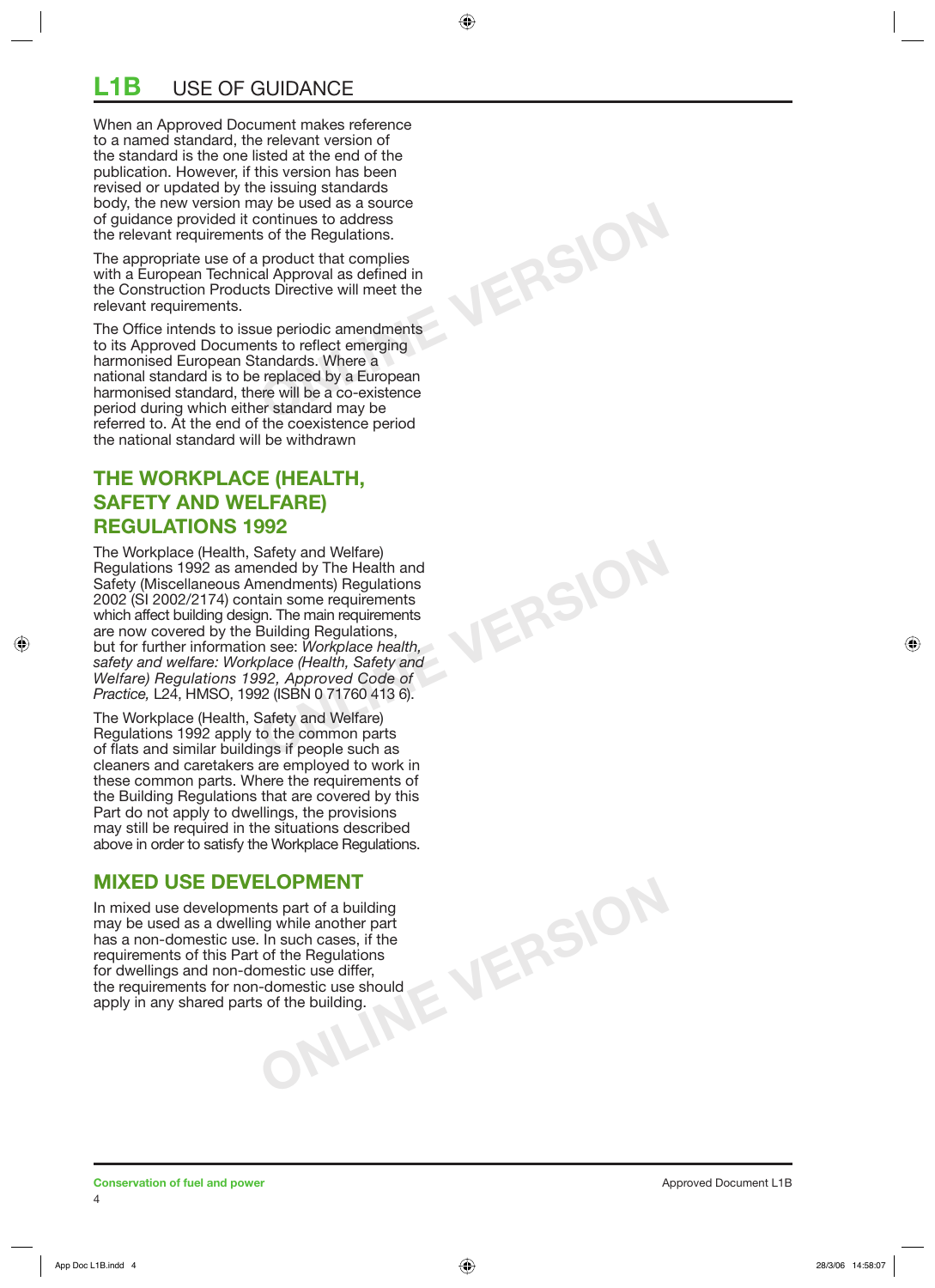# L1B USE OF GUIDANCE

When an Approved Document makes reference to a named standard, the relevant version of the standard is the one listed at the end of the publication. However, if this version has been revised or updated by the issuing standards body, the new version may be used as a source of guidance provided it continues to address the relevant requirements of the Regulations.

The appropriate use of a product that complies with a European Technical Approval as defined in the Construction Products Directive will meet the relevant requirements.

The Office intends to issue periodic amendments to its Approved Documents to reflect emerging harmonised European Standards. Where a national standard is to be replaced by a European harmonised standard, there will be a co-existence period during which either standard may be referred to. At the end of the coexistence period the national standard will be withdrawn

## THE WORKPLACE (HEALTH, SAFETY AND WELFARE) REGULATIONS 1992

The Workplace (Health, Safety and Welfare) Regulations 1992 as amended by The Health and Safety (Miscellaneous Amendments) Regulations 2002 (SI 2002/2174) contain some requirements which affect building design. The main requirements are now covered by the Building Regulations, but for further information see: *Workplace health, safety and welfare: Workplace (Health, Safety and Welfare) Regulations 1992, Approved Code of Practice,* L24, HMSO, 1992 (ISBN 0 71760 413 6).

The Workplace (Health, Safety and Welfare) Regulations 1992 apply to the common parts of flats and similar buildings if people such as cleaners and caretakers are employed to work in these common parts. Where the requirements of the Building Regulations that are covered by this Part do not apply to dwellings, the provisions may still be required in the situations described above in order to satisfy the Workplace Regulations.

## MIXED USE DEVELOPMENT

In mixed use developments part of a building may be used as a dwelling while another part has a non-domestic use. In such cases, if the requirements of this Part of the Regulations for dwellings and non-domestic use differ, the requirements for non-domestic use should apply in any shared parts of the building.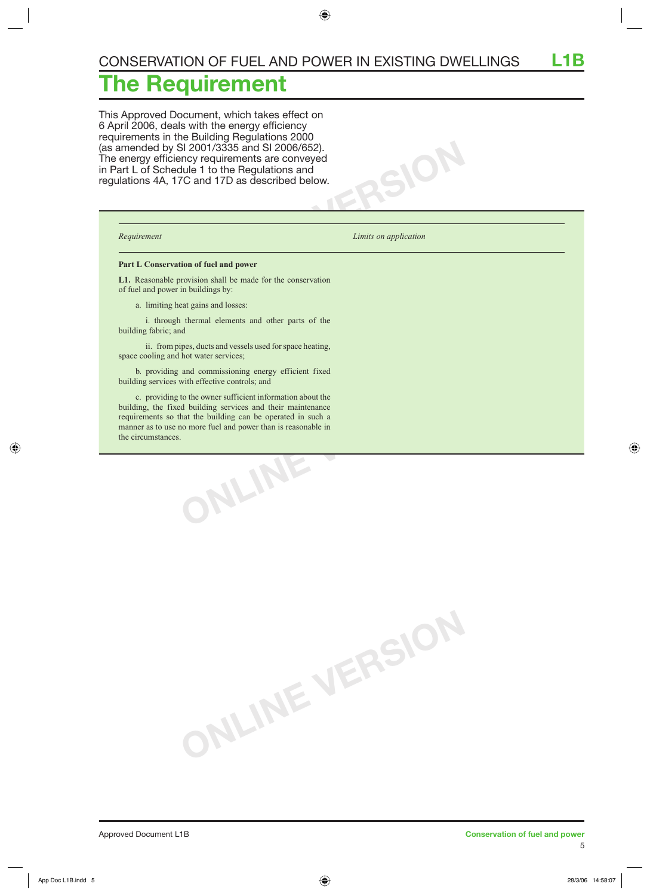# The Requirement

This Approved Document, which takes effect on 6 April 2006, deals with the energy efficiency requirements in the Building Regulations 2000 (as amended by SI 2001/3335 and SI 2006/652). The energy efficiency requirements are conveyed in Part L of Schedule 1 to the Regulations and regulations 4A, 17C and 17D as described below.

| *Requirement* | *Limits on application* |
| --- | --- |
| **Part L Conservation of fuel and power** | |
| **L1.** Reasonable provision shall be made for the conservation of fuel and power in buildings by: | |
| a. limiting heat gains and losses: | |
| i. through thermal elements and other parts of the building fabric; and | |
| ii. from pipes, ducts and vessels used for space heating, space cooling and hot water services; | |
| b. providing and commissioning energy efficient fixed building services with effective controls; and | |
| c. providing to the owner sufficient information about the building, the fixed building services and their maintenance requirements so that the building can be operated in such a manner as to use no more fuel and power than is reasonable in the circumstances. | |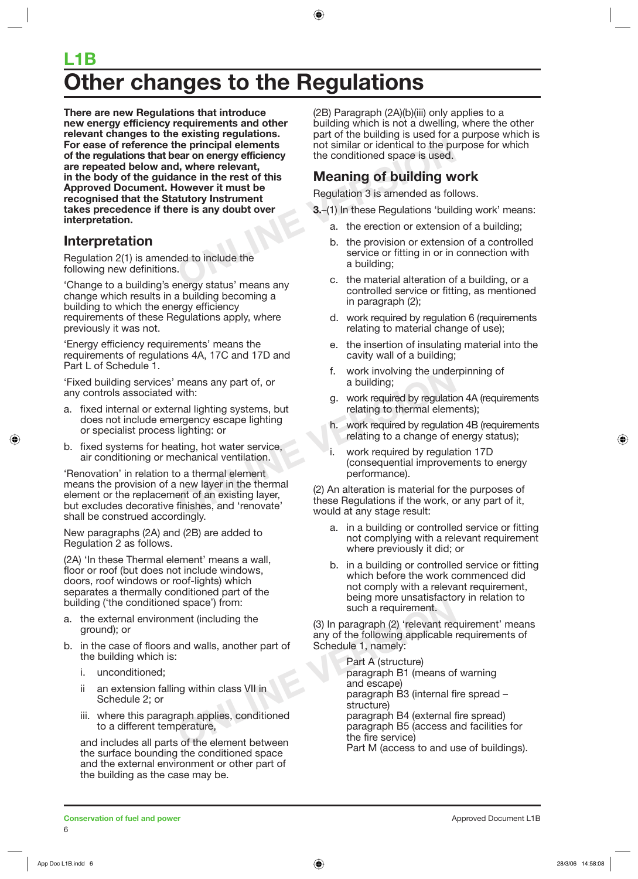# L1B

# Other changes to the Regulations

**There are new Regulations that introduce new energy efficiency requirements and other relevant changes to the existing regulations. For ease of reference the principal elements of the regulations that bear on energy efficiency are repeated below and, where relevant, in the body of the guidance in the rest of this Approved Document. However it must be recognised that the Statutory Instrument takes precedence if there is any doubt over interpretation.**

## Interpretation

Regulation 2(1) is amended to include the following new definitions.

'Change to a building's energy status' means any change which results in a building becoming a building to which the energy efficiency requirements of these Regulations apply, where previously it was not.

'Energy efficiency requirements' means the requirements of regulations 4A, 17C and 17D and Part L of Schedule 1.

'Fixed building services' means any part of, or any controls associated with:

a. fixed internal or external lighting systems, but does not include emergency escape lighting or specialist process lighting: or
b. fixed systems for heating, hot water service, air conditioning or mechanical ventilation.

'Renovation' in relation to a thermal element means the provision of a new layer in the thermal element or the replacement of an existing layer, but excludes decorative finishes, and 'renovate' shall be construed accordingly.

New paragraphs (2A) and (2B) are added to Regulation 2 as follows.

(2A) 'In these Thermal element' means a wall, floor or roof (but does not include windows, doors, roof windows or roof-lights) which separates a thermally conditioned part of the building ('the conditioned space') from:

a. the external environment (including the ground); or
b. in the case of floors and walls, another part of the building which is:
   i. unconditioned;
   ii an extension falling within class VII in Schedule 2; or
   iii. where this paragraph applies, conditioned to a different temperature,

   and includes all parts of the element between the surface bounding the conditioned space and the external environment or other part of the building as the case may be.

(2B) Paragraph (2A)(b)(iii) only applies to a building which is not a dwelling, where the other part of the building is used for a purpose which is not similar or identical to the purpose for which the conditioned space is used.

## Meaning of building work

Regulation 3 is amended as follows.

**3.**–(1) In these Regulations 'building work' means:

a. the erection or extension of a building;
b. the provision or extension of a controlled service or fitting in or in connection with a building;
c. the material alteration of a building, or a controlled service or fitting, as mentioned in paragraph (2);
d. work required by regulation 6 (requirements relating to material change of use);
e. the insertion of insulating material into the cavity wall of a building;
f. work involving the underpinning of a building;
g. work required by regulation 4A (requirements relating to thermal elements);
h. work required by regulation 4B (requirements relating to a change of energy status);
i. work required by regulation 17D (consequential improvements to energy performance).

(2) An alteration is material for the purposes of these Regulations if the work, or any part of it, would at any stage result:

a. in a building or controlled service or fitting not complying with a relevant requirement where previously it did; or
b. in a building or controlled service or fitting which before the work commenced did not comply with a relevant requirement, being more unsatisfactory in relation to such a requirement.

(3) In paragraph (2) 'relevant requirement' means any of the following applicable requirements of Schedule 1, namely:

Part A (structure)
paragraph B1 (means of warning and escape)
paragraph B3 (internal fire spread – structure)
paragraph B4 (external fire spread)
paragraph B5 (access and facilities for the fire service)
Part M (access to and use of buildings).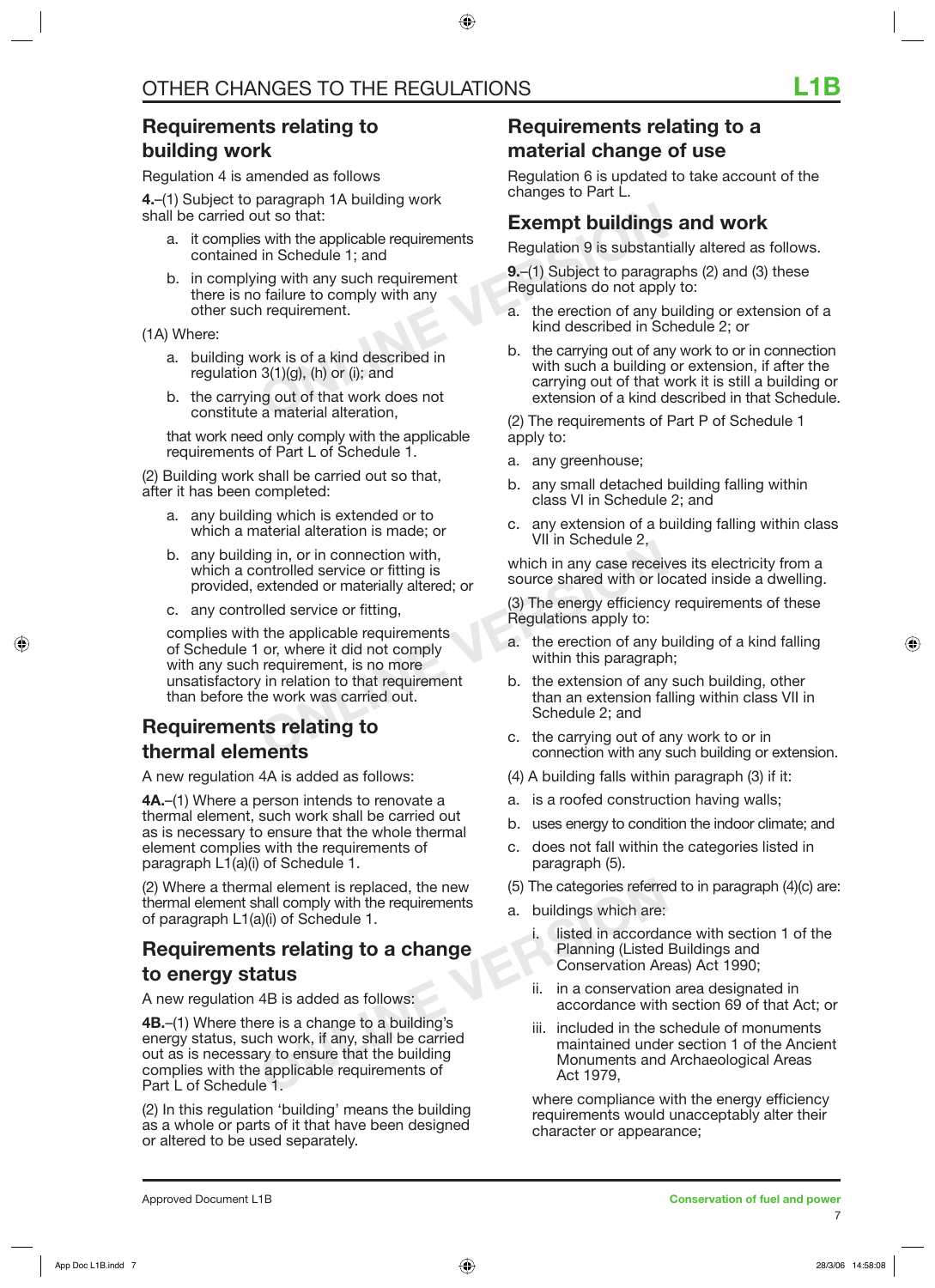## Requirements relating to building work

Regulation 4 is amended as follows

**4.**–(1) Subject to paragraph 1A building work shall be carried out so that:

a. it complies with the applicable requirements contained in Schedule 1; and

b. in complying with any such requirement there is no failure to comply with any other such requirement.

(1A) Where:

a. building work is of a kind described in regulation 3(1)(g), (h) or (i); and

b. the carrying out of that work does not constitute a material alteration,

that work need only comply with the applicable requirements of Part L of Schedule 1.

(2) Building work shall be carried out so that, after it has been completed:

a. any building which is extended or to which a material alteration is made; or

b. any building in, or in connection with, which a controlled service or fitting is provided, extended or materially altered; or

c. any controlled service or fitting,

complies with the applicable requirements of Schedule 1 or, where it did not comply with any such requirement, is no more unsatisfactory in relation to that requirement than before the work was carried out.

## Requirements relating to thermal elements

A new regulation 4A is added as follows:

**4A.**–(1) Where a person intends to renovate a thermal element, such work shall be carried out as is necessary to ensure that the whole thermal element complies with the requirements of paragraph L1(a)(i) of Schedule 1.

(2) Where a thermal element is replaced, the new thermal element shall comply with the requirements of paragraph L1(a)(i) of Schedule 1.

## Requirements relating to a change to energy status

A new regulation 4B is added as follows:

**4B.**–(1) Where there is a change to a building's energy status, such work, if any, shall be carried out as is necessary to ensure that the building complies with the applicable requirements of Part L of Schedule 1.

(2) In this regulation 'building' means the building as a whole or parts of it that have been designed or altered to be used separately.

## Requirements relating to a material change of use

Regulation 6 is updated to take account of the changes to Part L.

## Exempt buildings and work

Regulation 9 is substantially altered as follows.

**9.**–(1) Subject to paragraphs (2) and (3) these Regulations do not apply to:

a. the erection of any building or extension of a kind described in Schedule 2; or

b. the carrying out of any work to or in connection with such a building or extension, if after the carrying out of that work it is still a building or extension of a kind described in that Schedule.

(2) The requirements of Part P of Schedule 1 apply to:

a. any greenhouse;

b. any small detached building falling within class VI in Schedule 2; and

c. any extension of a building falling within class VII in Schedule 2,

which in any case receives its electricity from a source shared with or located inside a dwelling.

(3) The energy efficiency requirements of these Regulations apply to:

a. the erection of any building of a kind falling within this paragraph;

b. the extension of any such building, other than an extension falling within class VII in Schedule 2; and

c. the carrying out of any work to or in connection with any such building or extension.

(4) A building falls within paragraph (3) if it:

a. is a roofed construction having walls;

b. uses energy to condition the indoor climate; and

c. does not fall within the categories listed in paragraph (5).

(5) The categories referred to in paragraph (4)(c) are:

a. buildings which are:

   i. listed in accordance with section 1 of the Planning (Listed Buildings and Conservation Areas) Act 1990;

   ii. in a conservation area designated in accordance with section 69 of that Act; or

   iii. included in the schedule of monuments maintained under section 1 of the Ancient Monuments and Archaeological Areas Act 1979,

   where compliance with the energy efficiency requirements would unacceptably alter their character or appearance;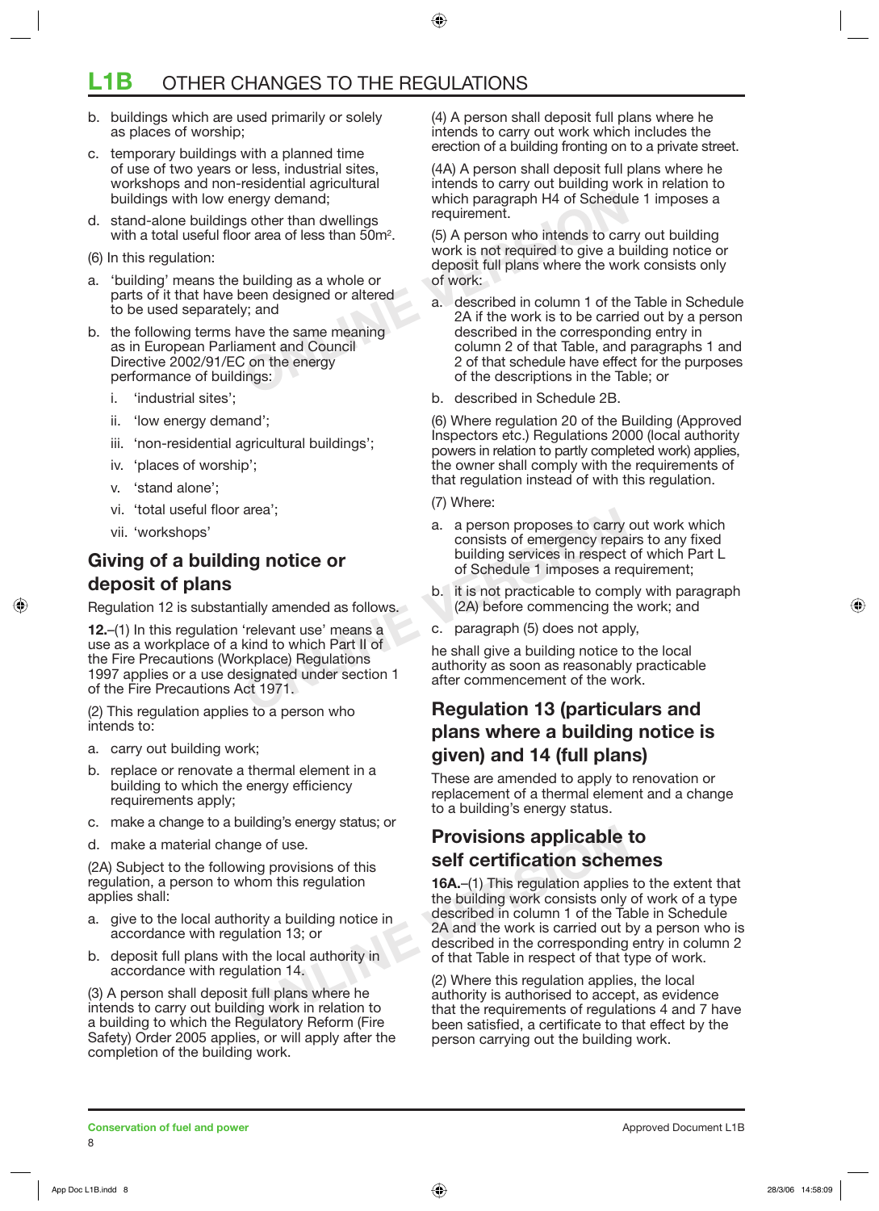b. buildings which are used primarily or solely as places of worship;

c. temporary buildings with a planned time of use of two years or less, industrial sites, workshops and non-residential agricultural buildings with low energy demand;

d. stand-alone buildings other than dwellings with a total useful floor area of less than $50m^2$.

(6) In this regulation:

a. 'building' means the building as a whole or parts of it that have been designed or altered to be used separately; and

b. the following terms have the same meaning as in European Parliament and Council Directive 2002/91/EC on the energy performance of buildings:

   i. 'industrial sites';

   ii. 'low energy demand';

   iii. 'non-residential agricultural buildings';

   iv. 'places of worship';

   v. 'stand alone';

   vi. 'total useful floor area';

   vii. 'workshops'

## Giving of a building notice or deposit of plans

Regulation 12 is substantially amended as follows.

**12.**–(1) In this regulation 'relevant use' means a use as a workplace of a kind to which Part II of the Fire Precautions (Workplace) Regulations 1997 applies or a use designated under section 1 of the Fire Precautions Act 1971.

(2) This regulation applies to a person who intends to:

a. carry out building work;

b. replace or renovate a thermal element in a building to which the energy efficiency requirements apply;

c. make a change to a building's energy status; or

d. make a material change of use.

(2A) Subject to the following provisions of this regulation, a person to whom this regulation applies shall:

a. give to the local authority a building notice in accordance with regulation 13; or

b. deposit full plans with the local authority in accordance with regulation 14.

(3) A person shall deposit full plans where he intends to carry out building work in relation to a building to which the Regulatory Reform (Fire Safety) Order 2005 applies, or will apply after the completion of the building work.

(4) A person shall deposit full plans where he intends to carry out work which includes the erection of a building fronting on to a private street.

(4A) A person shall deposit full plans where he intends to carry out building work in relation to which paragraph H4 of Schedule 1 imposes a requirement.

(5) A person who intends to carry out building work is not required to give a building notice or deposit full plans where the work consists only of work:

a. described in column 1 of the Table in Schedule 2A if the work is to be carried out by a person described in the corresponding entry in column 2 of that Table, and paragraphs 1 and 2 of that schedule have effect for the purposes of the descriptions in the Table; or

b. described in Schedule 2B.

(6) Where regulation 20 of the Building (Approved Inspectors etc.) Regulations 2000 (local authority powers in relation to partly completed work) applies, the owner shall comply with the requirements of that regulation instead of with this regulation.

(7) Where:

a. a person proposes to carry out work which consists of emergency repairs to any fixed building services in respect of which Part L of Schedule 1 imposes a requirement;

b. it is not practicable to comply with paragraph (2A) before commencing the work; and

c. paragraph (5) does not apply,

he shall give a building notice to the local authority as soon as reasonably practicable after commencement of the work.

## Regulation 13 (particulars and plans where a building notice is given) and 14 (full plans)

These are amended to apply to renovation or replacement of a thermal element and a change to a building's energy status.

## Provisions applicable to self certification schemes

**16A.**–(1) This regulation applies to the extent that the building work consists only of work of a type described in column 1 of the Table in Schedule 2A and the work is carried out by a person who is described in the corresponding entry in column 2 of that Table in respect of that type of work.

(2) Where this regulation applies, the local authority is authorised to accept, as evidence that the requirements of regulations 4 and 7 have been satisfied, a certificate to that effect by the person carrying out the building work.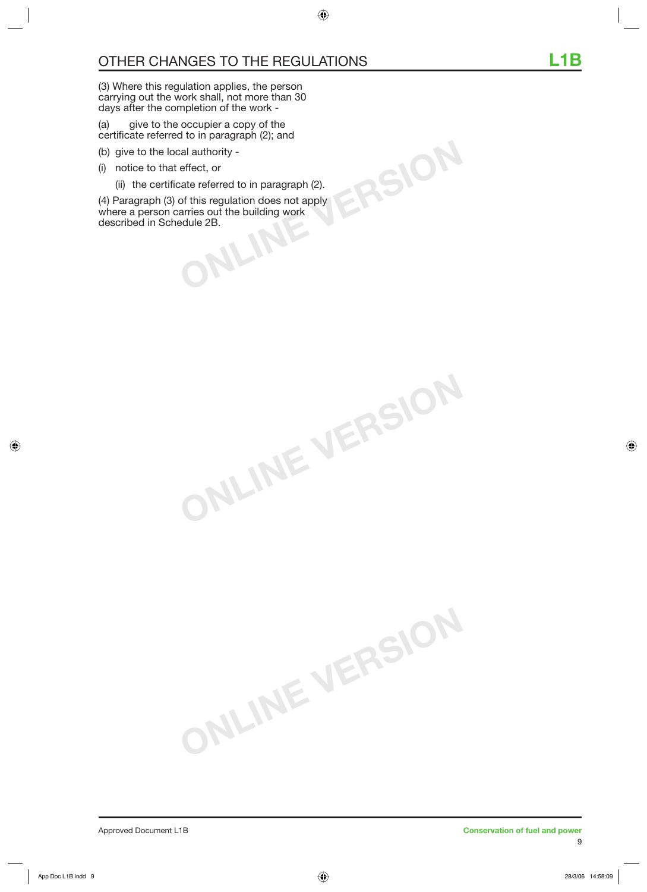(3) Where this regulation applies, the person carrying out the work shall, not more than 30 days after the completion of the work -

(a) give to the occupier a copy of the certificate referred to in paragraph (2); and

(b) give to the local authority -

(i) notice to that effect, or

(ii) the certificate referred to in paragraph (2).

(4) Paragraph (3) of this regulation does not apply where a person carries out the building work described in Schedule 2B.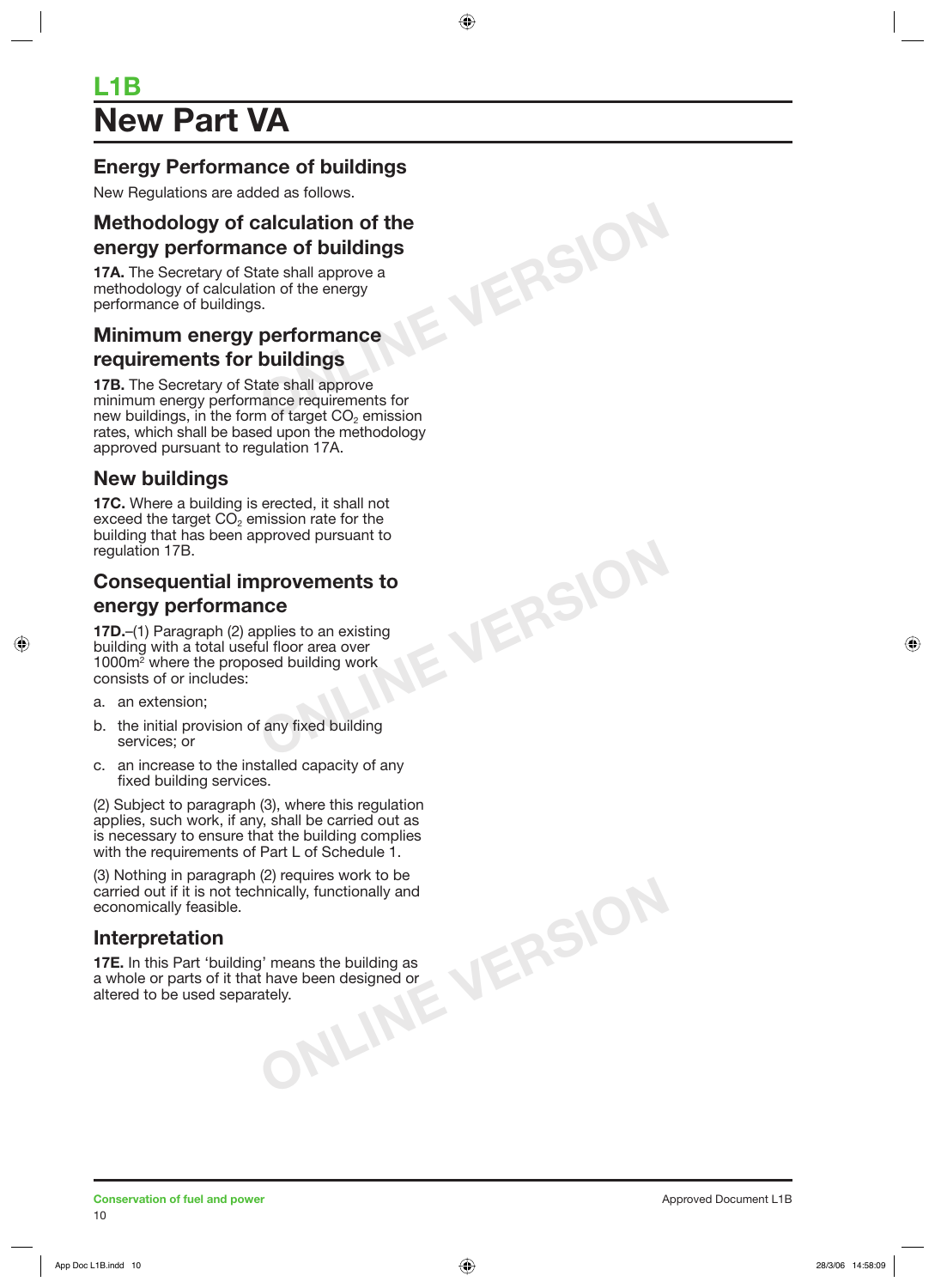# L1B
# New Part VA

## Energy Performance of buildings

New Regulations are added as follows.

### Methodology of calculation of the energy performance of buildings

**17A.** The Secretary of State shall approve a methodology of calculation of the energy performance of buildings.

### Minimum energy performance requirements for buildings

**17B.** The Secretary of State shall approve minimum energy performance requirements for new buildings, in the form of target $CO_2$ emission rates, which shall be based upon the methodology approved pursuant to regulation 17A.

### New buildings

**17C.** Where a building is erected, it shall not exceed the target $CO_2$ emission rate for the building that has been approved pursuant to regulation 17B.

### Consequential improvements to energy performance

**17D.**–(1) Paragraph (2) applies to an existing building with a total useful floor area over 1000m$^2$ where the proposed building work consists of or includes:

a. an extension;

b. the initial provision of any fixed building services; or

c. an increase to the installed capacity of any fixed building services.

(2) Subject to paragraph (3), where this regulation applies, such work, if any, shall be carried out as is necessary to ensure that the building complies with the requirements of Part L of Schedule 1.

(3) Nothing in paragraph (2) requires work to be carried out if it is not technically, functionally and economically feasible.

### Interpretation

**17E.** In this Part 'building' means the building as a whole or parts of it that have been designed or altered to be used separately.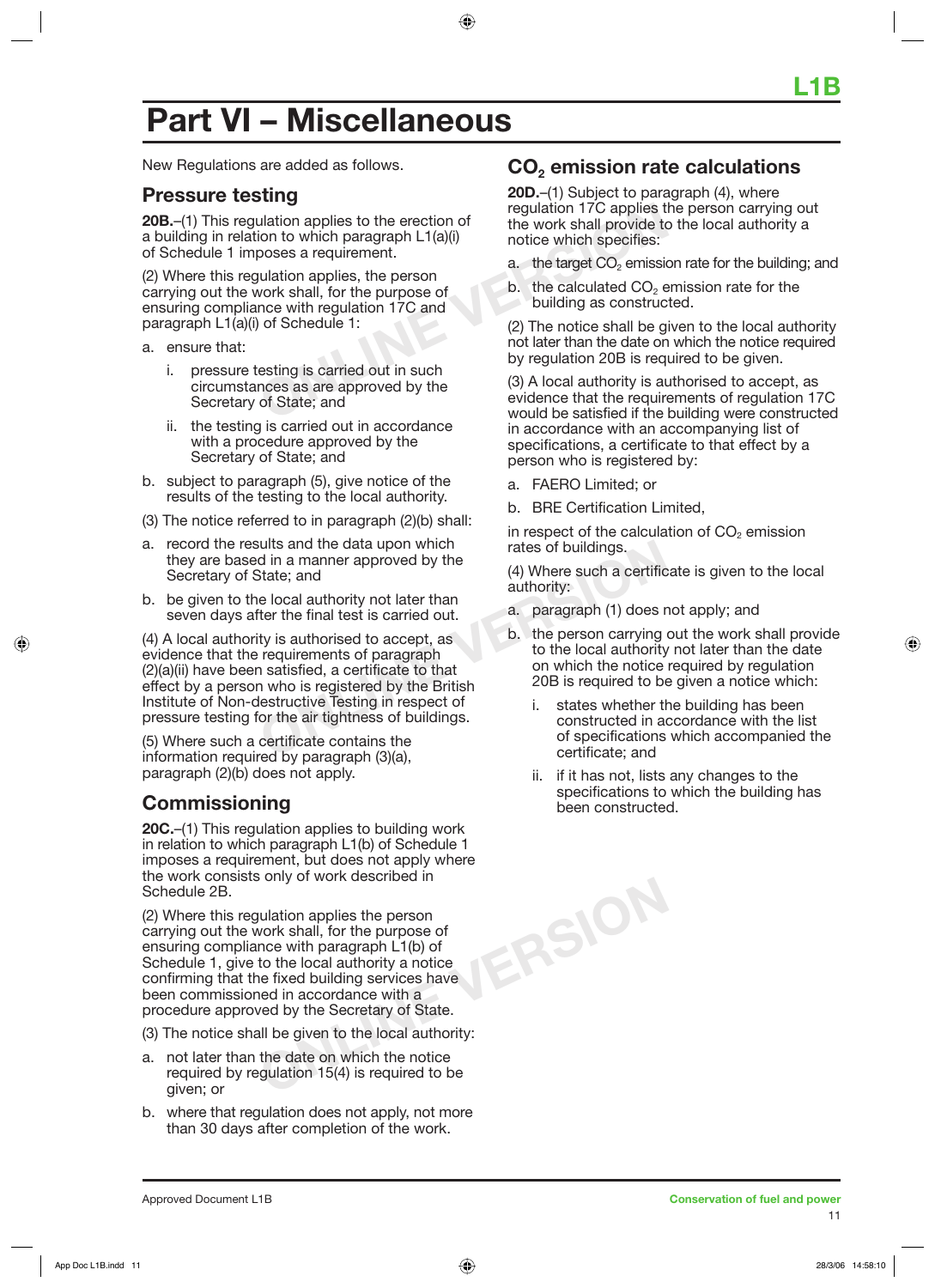# Part VI – Miscellaneous

New Regulations are added as follows.

## Pressure testing

**20B.**–(1) This regulation applies to the erection of a building in relation to which paragraph L1(a)(i) of Schedule 1 imposes a requirement.

(2) Where this regulation applies, the person carrying out the work shall, for the purpose of ensuring compliance with regulation 17C and paragraph L1(a)(i) of Schedule 1:

a. ensure that:

   i. pressure testing is carried out in such circumstances as are approved by the Secretary of State; and

   ii. the testing is carried out in accordance with a procedure approved by the Secretary of State; and

b. subject to paragraph (5), give notice of the results of the testing to the local authority.

(3) The notice referred to in paragraph (2)(b) shall:

a. record the results and the data upon which they are based in a manner approved by the Secretary of State; and

b. be given to the local authority not later than seven days after the final test is carried out.

(4) A local authority is authorised to accept, as evidence that the requirements of paragraph (2)(a)(ii) have been satisfied, a certificate to that effect by a person who is registered by the British Institute of Non-destructive Testing in respect of pressure testing for the air tightness of buildings.

(5) Where such a certificate contains the information required by paragraph (3)(a), paragraph (2)(b) does not apply.

## Commissioning

**20C.**–(1) This regulation applies to building work in relation to which paragraph L1(b) of Schedule 1 imposes a requirement, but does not apply where the work consists only of work described in Schedule 2B.

(2) Where this regulation applies the person carrying out the work shall, for the purpose of ensuring compliance with paragraph L1(b) of Schedule 1, give to the local authority a notice confirming that the fixed building services have been commissioned in accordance with a procedure approved by the Secretary of State.

(3) The notice shall be given to the local authority:

a. not later than the date on which the notice required by regulation 15(4) is required to be given; or

b. where that regulation does not apply, not more than 30 days after completion of the work.

## $CO_2$ emission rate calculations

**20D.**–(1) Subject to paragraph (4), where regulation 17C applies the person carrying out the work shall provide to the local authority a notice which specifies:

a. the target $CO_2$ emission rate for the building; and

b. the calculated $CO_2$ emission rate for the building as constructed.

(2) The notice shall be given to the local authority not later than the date on which the notice required by regulation 20B is required to be given.

(3) A local authority is authorised to accept, as evidence that the requirements of regulation 17C would be satisfied if the building were constructed in accordance with an accompanying list of specifications, a certificate to that effect by a person who is registered by:

a. FAERO Limited; or

b. BRE Certification Limited,

in respect of the calculation of $CO_2$ emission rates of buildings.

(4) Where such a certificate is given to the local authority:

a. paragraph (1) does not apply; and

b. the person carrying out the work shall provide to the local authority not later than the date on which the notice required by regulation 20B is required to be given a notice which:

   i. states whether the building has been constructed in accordance with the list of specifications which accompanied the certificate; and

   ii. if it has not, lists any changes to the specifications to which the building has been constructed.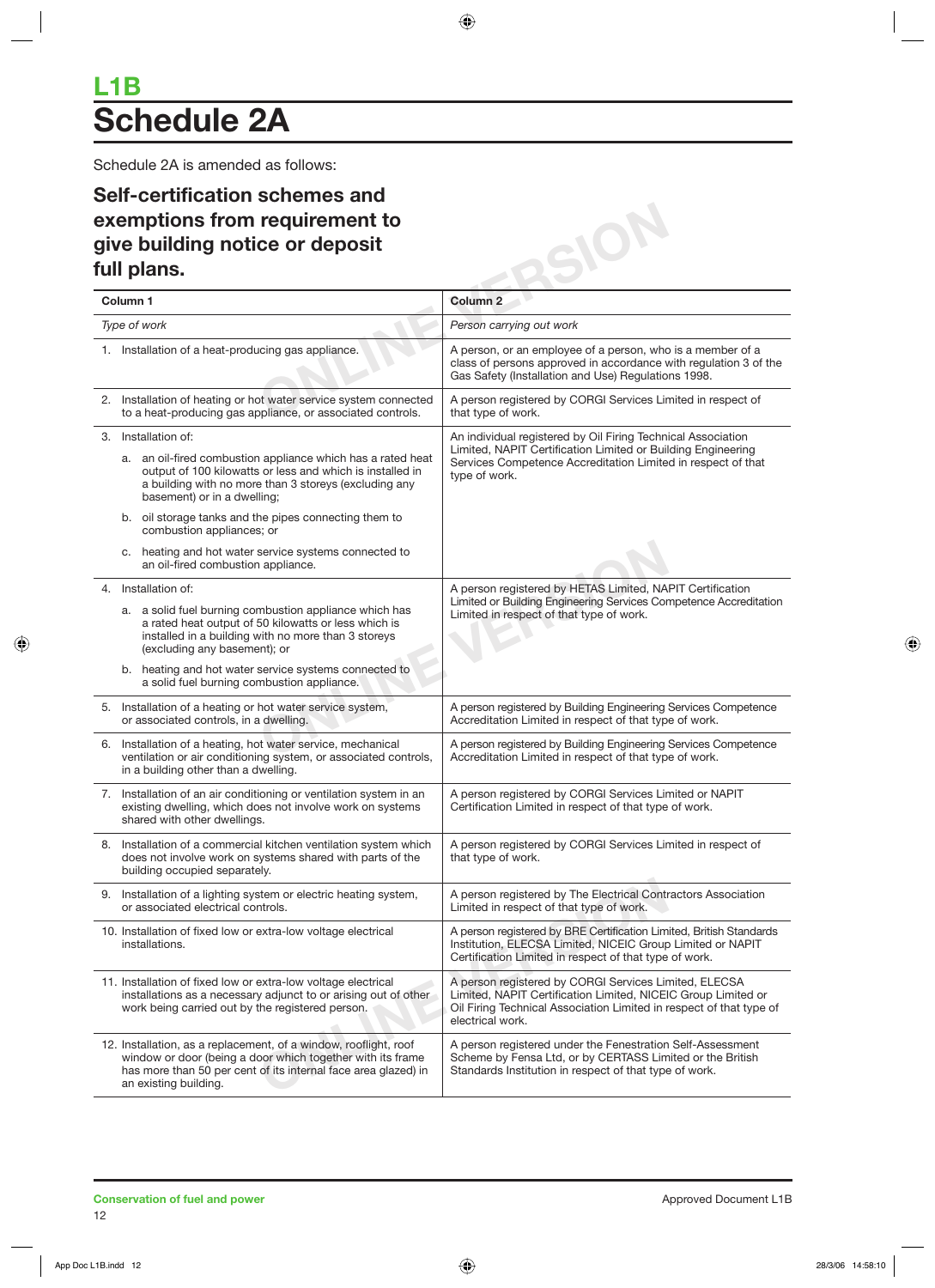# L1B

# Schedule 2A

Schedule 2A is amended as follows:

## Self-certification schemes and exemptions from requirement to give building notice or deposit full plans.

| Column 1 | Column 2 |
|---|---|
| *Type of work* | *Person carrying out work* |
| 1. Installation of a heat-producing gas appliance. | A person, or an employee of a person, who is a member of a class of persons approved in accordance with regulation 3 of the Gas Safety (Installation and Use) Regulations 1998. |
| 2. Installation of heating or hot water service system connected to a heat-producing gas appliance, or associated controls. | A person registered by CORGI Services Limited in respect of that type of work. |
| 3. Installation of:<br>a. an oil-fired combustion appliance which has a rated heat output of 100 kilowatts or less and which is installed in a building with no more than 3 storeys (excluding any basement) or in a dwelling;<br>b. oil storage tanks and the pipes connecting them to combustion appliances; or<br>c. heating and hot water service systems connected to an oil-fired combustion appliance. | An individual registered by Oil Firing Technical Association Limited, NAPIT Certification Limited or Building Engineering Services Competence Accreditation Limited in respect of that type of work. |
| 4. Installation of:<br>a. a solid fuel burning combustion appliance which has a rated heat output of 50 kilowatts or less which is installed in a building with no more than 3 storeys (excluding any basement); or<br>b. heating and hot water service systems connected to a solid fuel burning combustion appliance. | A person registered by HETAS Limited, NAPIT Certification Limited or Building Engineering Services Competence Accreditation Limited in respect of that type of work. |
| 5. Installation of a heating or hot water service system, or associated controls, in a dwelling. | A person registered by Building Engineering Services Competence Accreditation Limited in respect of that type of work. |
| 6. Installation of a heating, hot water service, mechanical ventilation or air conditioning system, or associated controls, in a building other than a dwelling. | A person registered by Building Engineering Services Competence Accreditation Limited in respect of that type of work. |
| 7. Installation of an air conditioning or ventilation system in an existing dwelling, which does not involve work on systems shared with other dwellings. | A person registered by CORGI Services Limited or NAPIT Certification Limited in respect of that type of work. |
| 8. Installation of a commercial kitchen ventilation system which does not involve work on systems shared with parts of the building occupied separately. | A person registered by CORGI Services Limited in respect of that type of work. |
| 9. Installation of a lighting system or electric heating system, or associated electrical controls. | A person registered by The Electrical Contractors Association Limited in respect of that type of work. |
| 10. Installation of fixed low or extra-low voltage electrical installations. | A person registered by BRE Certification Limited, British Standards Institution, ELECSA Limited, NICEIC Group Limited or NAPIT Certification Limited in respect of that type of work. |
| 11. Installation of fixed low or extra-low voltage electrical installations as a necessary adjunct to or arising out of other work being carried out by the registered person. | A person registered by CORGI Services Limited, ELECSA Limited, NAPIT Certification Limited, NICEIC Group Limited or Oil Firing Technical Association Limited in respect of that type of electrical work. |
| 12. Installation, as a replacement, of a window, rooflight, roof window or door (being a door which together with its frame has more than 50 per cent of its internal face area glazed) in an existing building. | A person registered under the Fenestration Self-Assessment Scheme by Fensa Ltd, or by CERTASS Limited or the British Standards Institution in respect of that type of work. |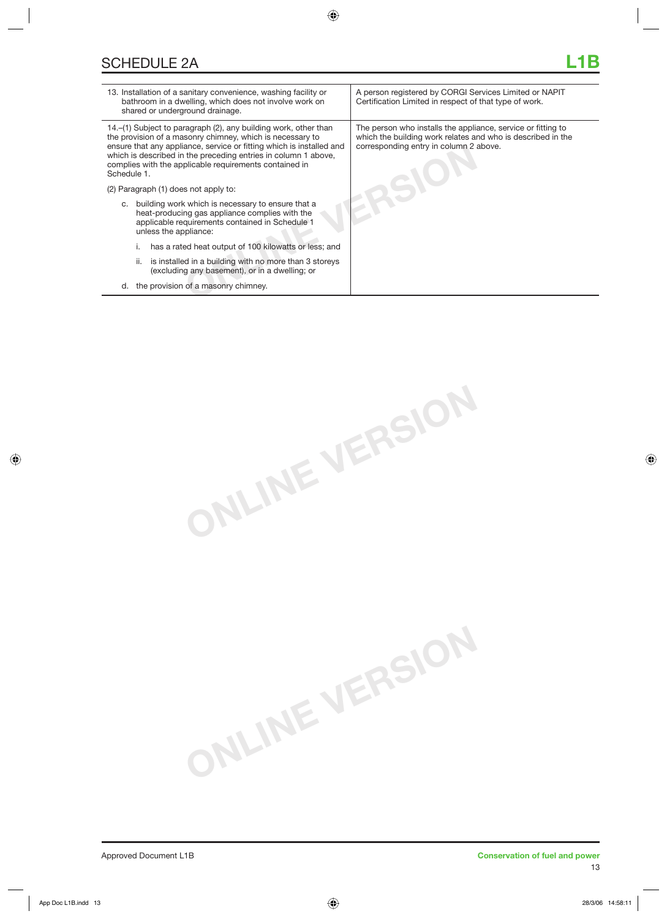## SCHEDULE 2A

| | |
|---|---|
| 13. Installation of a sanitary convenience, washing facility or bathroom in a dwelling, which does not involve work on shared or underground drainage. | A person registered by CORGI Services Limited or NAPIT Certification Limited in respect of that type of work. |
| 14.–(1) Subject to paragraph (2), any building work, other than the provision of a masonry chimney, which is necessary to ensure that any appliance, service or fitting which is installed and which is described in the preceding entries in column 1 above, complies with the applicable requirements contained in Schedule 1.<br><br>(2) Paragraph (1) does not apply to:<br><br>c. building work which is necessary to ensure that a heat-producing gas appliance complies with the applicable requirements contained in Schedule 1 unless the appliance:<br><br>i. has a rated heat output of 100 kilowatts or less; and<br><br>ii. is installed in a building with no more than 3 storeys (excluding any basement), or in a dwelling; or<br><br>d. the provision of a masonry chimney. | The person who installs the appliance, service or fitting to which the building work relates and who is described in the corresponding entry in column 2 above. |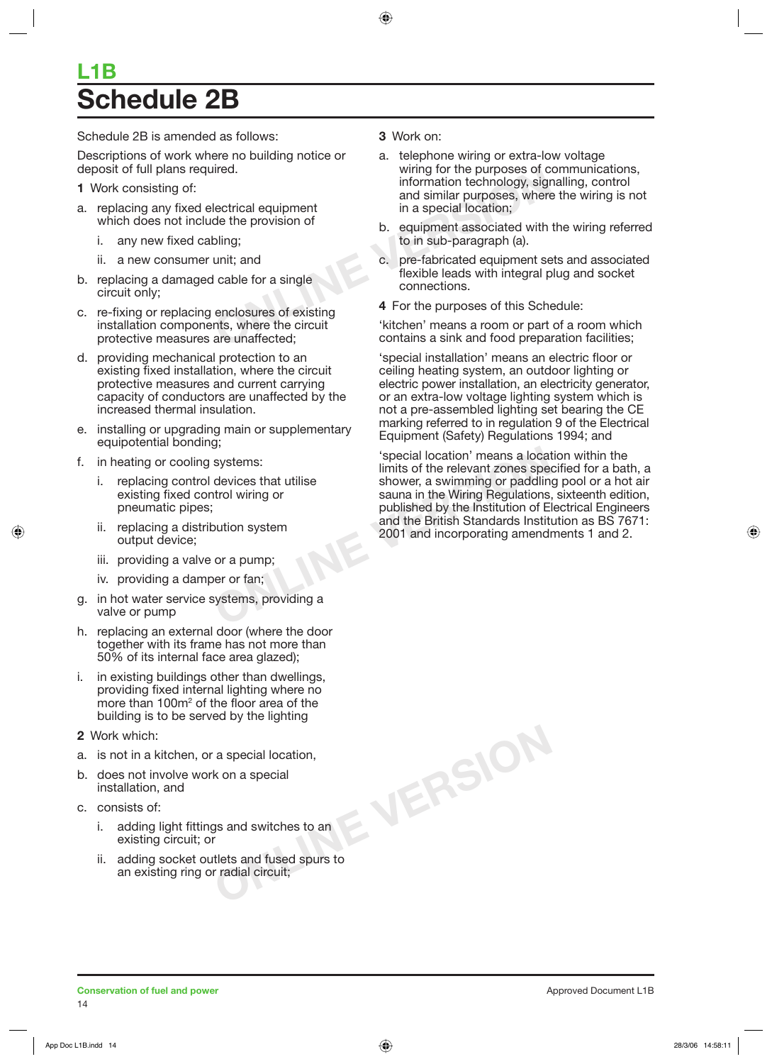# L1B
# Schedule 2B

Schedule 2B is amended as follows:

Descriptions of work where no building notice or deposit of full plans required.

**1** Work consisting of:

a. replacing any fixed electrical equipment which does not include the provision of
   i. any new fixed cabling;
   ii. a new consumer unit; and
b. replacing a damaged cable for a single circuit only;
c. re-fixing or replacing enclosures of existing installation components, where the circuit protective measures are unaffected;
d. providing mechanical protection to an existing fixed installation, where the circuit protective measures and current carrying capacity of conductors are unaffected by the increased thermal insulation.
e. installing or upgrading main or supplementary equipotential bonding;
f. in heating or cooling systems:
   i. replacing control devices that utilise existing fixed control wiring or pneumatic pipes;
   ii. replacing a distribution system output device;
   iii. providing a valve or a pump;
   iv. providing a damper or fan;
g. in hot water service systems, providing a valve or pump
h. replacing an external door (where the door together with its frame has not more than 50% of its internal face area glazed);
i. in existing buildings other than dwellings, providing fixed internal lighting where no more than $100m^2$ of the floor area of the building is to be served by the lighting

**2** Work which:

a. is not in a kitchen, or a special location,
b. does not involve work on a special installation, and
c. consists of:
   i. adding light fittings and switches to an existing circuit; or
   ii. adding socket outlets and fused spurs to an existing ring or radial circuit;

**3** Work on:

a. telephone wiring or extra-low voltage wiring for the purposes of communications, information technology, signalling, control and similar purposes, where the wiring is not in a special location;
b. equipment associated with the wiring referred to in sub-paragraph (a).
c. pre-fabricated equipment sets and associated flexible leads with integral plug and socket connections.

**4** For the purposes of this Schedule:

'kitchen' means a room or part of a room which contains a sink and food preparation facilities;

'special installation' means an electric floor or ceiling heating system, an outdoor lighting or electric power installation, an electricity generator, or an extra-low voltage lighting system which is not a pre-assembled lighting set bearing the CE marking referred to in regulation 9 of the Electrical Equipment (Safety) Regulations 1994; and

'special location' means a location within the limits of the relevant zones specified for a bath, a shower, a swimming or paddling pool or a hot air sauna in the Wiring Regulations, sixteenth edition, published by the Institution of Electrical Engineers and the British Standards Institution as BS 7671: 2001 and incorporating amendments 1 and 2.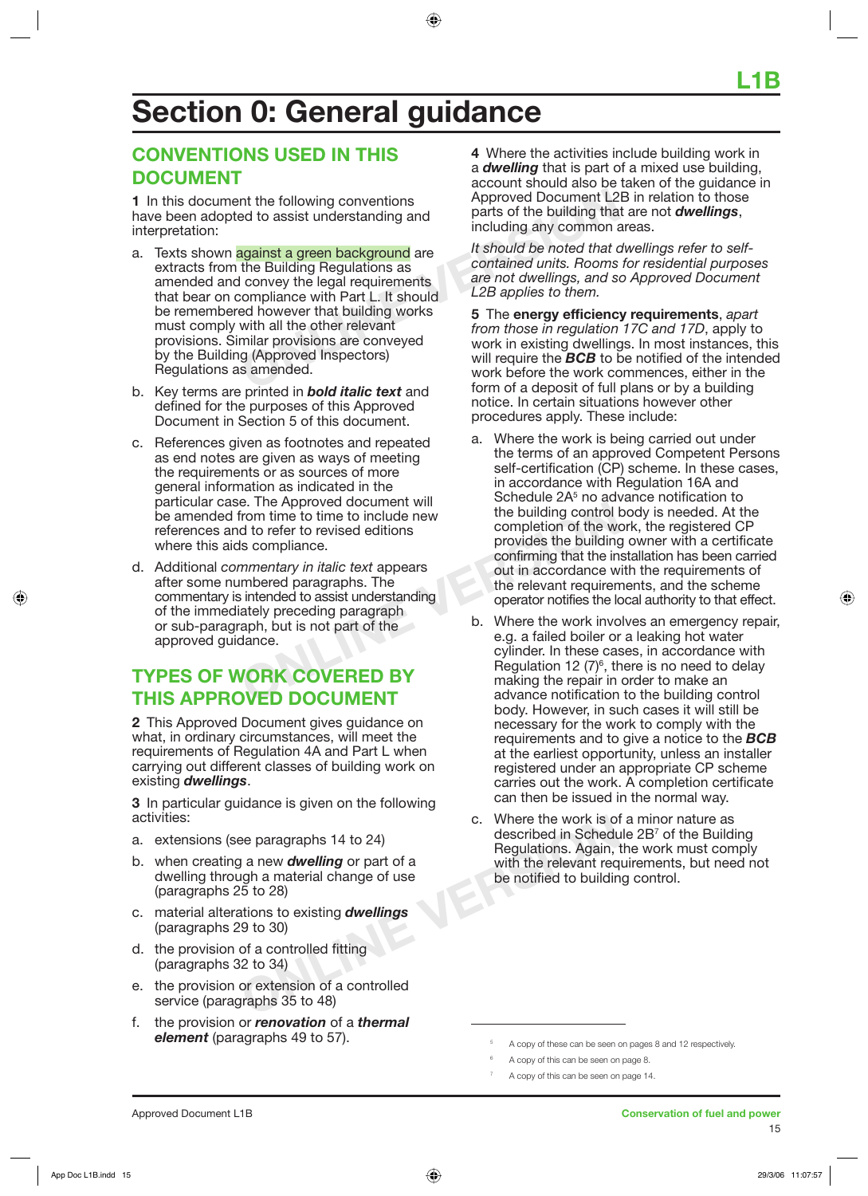# Section 0: General guidance

## CONVENTIONS USED IN THIS DOCUMENT

**1** In this document the following conventions have been adopted to assist understanding and interpretation:

a. Texts shown against a green background are extracts from the Building Regulations as amended and convey the legal requirements that bear on compliance with Part L. It should be remembered however that building works must comply with all the other relevant provisions. Similar provisions are conveyed by the Building (Approved Inspectors) Regulations as amended.

b. Key terms are printed in ***bold italic text*** and defined for the purposes of this Approved Document in Section 5 of this document.

c. References given as footnotes and repeated as end notes are given as ways of meeting the requirements or as sources of more general information as indicated in the particular case. The Approved document will be amended from time to time to include new references and to refer to revised editions where this aids compliance.

d. Additional *commentary in italic text* appears after some numbered paragraphs. The commentary is intended to assist understanding of the immediately preceding paragraph or sub-paragraph, but is not part of the approved guidance.

## TYPES OF WORK COVERED BY THIS APPROVED DOCUMENT

**2** This Approved Document gives guidance on what, in ordinary circumstances, will meet the requirements of Regulation 4A and Part L when carrying out different classes of building work on existing ***dwellings***.

**3** In particular guidance is given on the following activities:

a. extensions (see paragraphs 14 to 24)

b. when creating a new ***dwelling*** or part of a dwelling through a material change of use (paragraphs 25 to 28)

c. material alterations to existing ***dwellings*** (paragraphs 29 to 30)

d. the provision of a controlled fitting (paragraphs 32 to 34)

e. the provision or extension of a controlled service (paragraphs 35 to 48)

f. the provision or ***renovation*** of a ***thermal element*** (paragraphs 49 to 57).

**4** Where the activities include building work in a ***dwelling*** that is part of a mixed use building, account should also be taken of the guidance in Approved Document L2B in relation to those parts of the building that are not ***dwellings***, including any common areas.

*It should be noted that dwellings refer to self-contained units. Rooms for residential purposes are not dwellings, and so Approved Document L2B applies to them.*

**5** The **energy efficiency requirements**, *apart from those in regulation 17C and 17D*, apply to work in existing dwellings. In most instances, this will require the ***BCB*** to be notified of the intended work before the work commences, either in the form of a deposit of full plans or by a building notice. In certain situations however other procedures apply. These include:

a. Where the work is being carried out under the terms of an approved Competent Persons self-certification (CP) scheme. In these cases, in accordance with Regulation 16A and Schedule 2A[5] no advance notification to the building control body is needed. At the completion of the work, the registered CP provides the building owner with a certificate confirming that the installation has been carried out in accordance with the requirements of the relevant requirements, and the scheme operator notifies the local authority to that effect.

b. Where the work involves an emergency repair, e.g. a failed boiler or a leaking hot water cylinder. In these cases, in accordance with Regulation 12 (7)[6], there is no need to delay making the repair in order to make an advance notification to the building control body. However, in such cases it will still be necessary for the work to comply with the requirements and to give a notice to the ***BCB*** at the earliest opportunity, unless an installer registered under an appropriate CP scheme carries out the work. A completion certificate can then be issued in the normal way.

c. Where the work is of a minor nature as described in Schedule 2B[7] of the Building Regulations. Again, the work must comply with the relevant requirements, but need not be notified to building control.

---

[5] A copy of these can be seen on pages 8 and 12 respectively.

[6] A copy of this can be seen on page 8.

[7] A copy of this can be seen on page 14.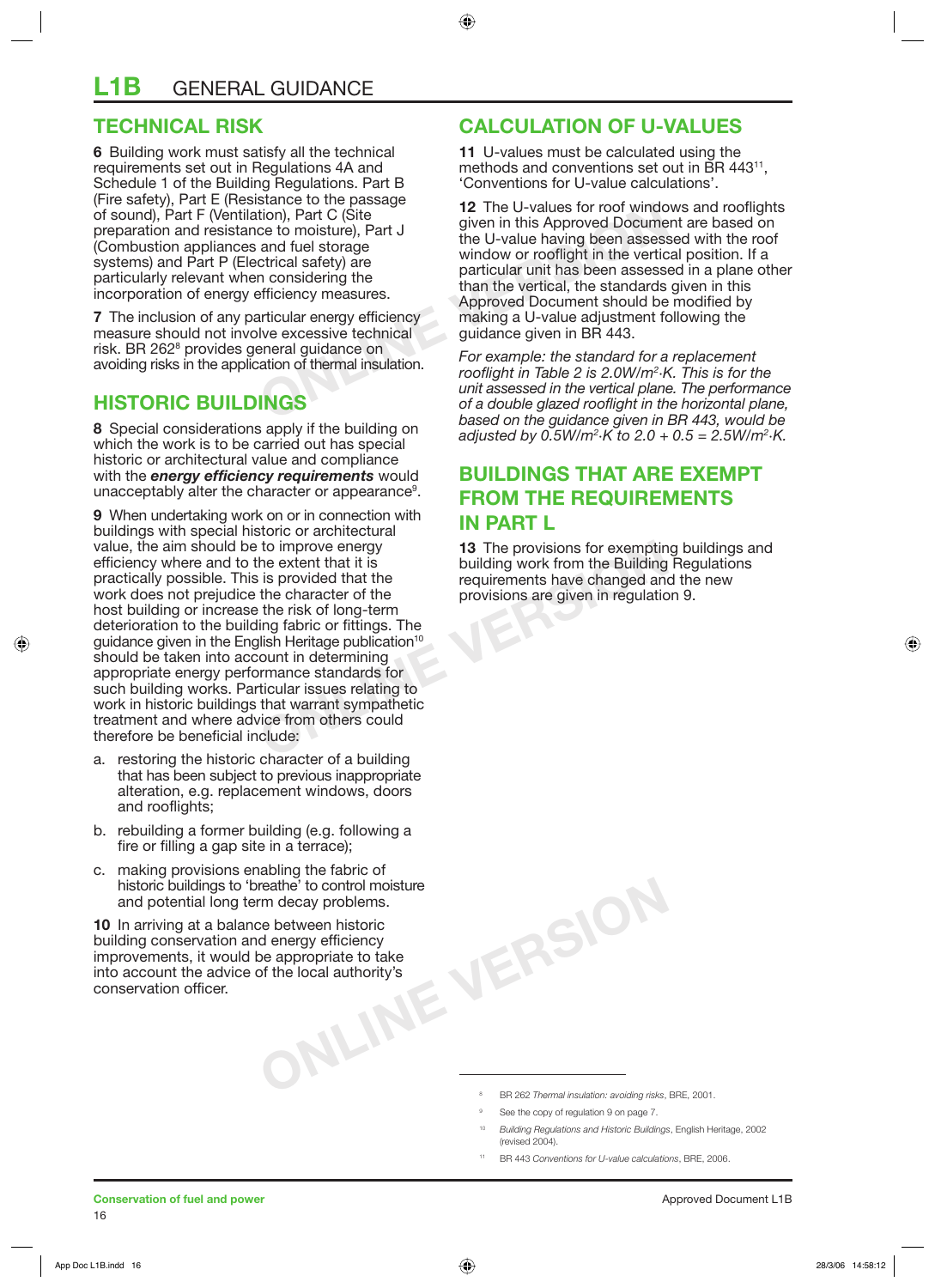# L1B GENERAL GUIDANCE

## TECHNICAL RISK

**6** Building work must satisfy all the technical requirements set out in Regulations 4A and Schedule 1 of the Building Regulations. Part B (Fire safety), Part E (Resistance to the passage of sound), Part F (Ventilation), Part C (Site preparation and resistance to moisture), Part J (Combustion appliances and fuel storage systems) and Part P (Electrical safety) are particularly relevant when considering the incorporation of energy efficiency measures.

**7** The inclusion of any particular energy efficiency measure should not involve excessive technical risk. BR 262[8] provides general guidance on avoiding risks in the application of thermal insulation.

## HISTORIC BUILDINGS

**8** Special considerations apply if the building on which the work is to be carried out has special historic or architectural value and compliance with the ***energy efficiency requirements*** would unacceptably alter the character or appearance[9].

**9** When undertaking work on or in connection with buildings with special historic or architectural value, the aim should be to improve energy efficiency where and to the extent that it is practically possible. This is provided that the work does not prejudice the character of the host building or increase the risk of long-term deterioration to the building fabric or fittings. The guidance given in the English Heritage publication[10] should be taken into account in determining appropriate energy performance standards for such building works. Particular issues relating to work in historic buildings that warrant sympathetic treatment and where advice from others could therefore be beneficial include:

a. restoring the historic character of a building that has been subject to previous inappropriate alteration, e.g. replacement windows, doors and rooflights;

b. rebuilding a former building (e.g. following a fire or filling a gap site in a terrace);

c. making provisions enabling the fabric of historic buildings to 'breathe' to control moisture and potential long term decay problems.

**10** In arriving at a balance between historic building conservation and energy efficiency improvements, it would be appropriate to take into account the advice of the local authority's conservation officer.

## CALCULATION OF U-VALUES

**11** U-values must be calculated using the methods and conventions set out in BR 443[11], 'Conventions for U-value calculations'.

**12** The U-values for roof windows and rooflights given in this Approved Document are based on the U-value having been assessed with the roof window or rooflight in the vertical position. If a particular unit has been assessed in a plane other than the vertical, the standards given in this Approved Document should be modified by making a U-value adjustment following the guidance given in BR 443.

*For example: the standard for a replacement rooflight in Table 2 is 2.0W/m²·K. This is for the unit assessed in the vertical plane. The performance of a double glazed rooflight in the horizontal plane, based on the guidance given in BR 443, would be adjusted by 0.5W/m²·K to 2.0 + 0.5 = 2.5W/m²·K.*

## BUILDINGS THAT ARE EXEMPT FROM THE REQUIREMENTS IN PART L

**13** The provisions for exempting buildings and building work from the Building Regulations requirements have changed and the new provisions are given in regulation 9.

---

[8] BR 262 *Thermal insulation: avoiding risks*, BRE, 2001.

[9] See the copy of regulation 9 on page 7.

[10] *Building Regulations and Historic Buildings*, English Heritage, 2002 (revised 2004).

[11] BR 443 *Conventions for U-value calculations*, BRE, 2006.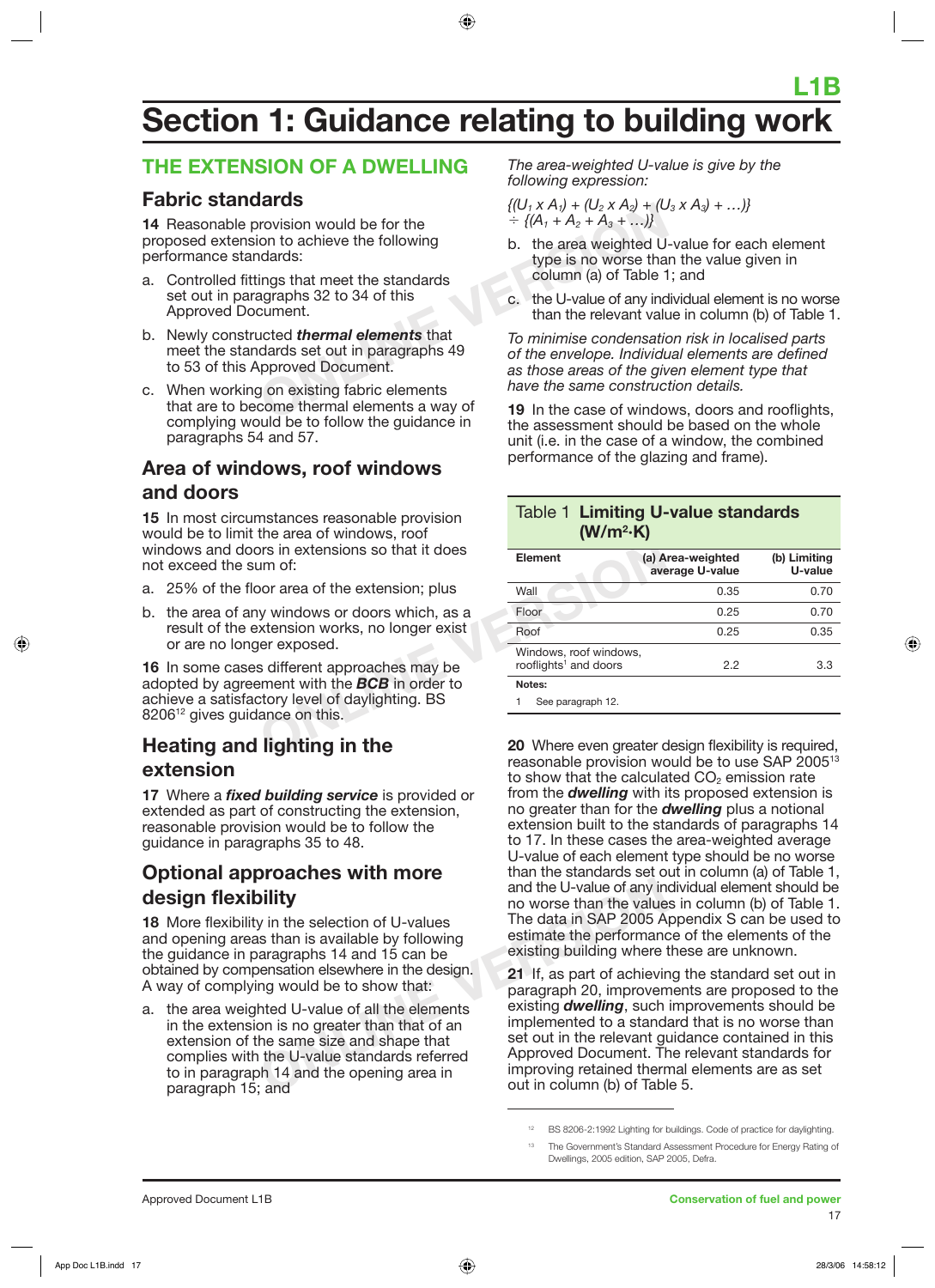L1B

# Section 1: Guidance relating to building work

## THE EXTENSION OF A DWELLING

### Fabric standards

**14** Reasonable provision would be for the proposed extension to achieve the following performance standards:

a. Controlled fittings that meet the standards set out in paragraphs 32 to 34 of this Approved Document.

b. Newly constructed ***thermal elements*** that meet the standards set out in paragraphs 49 to 53 of this Approved Document.

c. When working on existing fabric elements that are to become thermal elements a way of complying would be to follow the guidance in paragraphs 54 and 57.

### Area of windows, roof windows and doors

**15** In most circumstances reasonable provision would be to limit the area of windows, roof windows and doors in extensions so that it does not exceed the sum of:

a. 25% of the floor area of the extension; plus

b. the area of any windows or doors which, as a result of the extension works, no longer exist or are no longer exposed.

**16** In some cases different approaches may be adopted by agreement with the ***BCB*** in order to achieve a satisfactory level of daylighting. BS 8206[12] gives guidance on this.

### Heating and lighting in the extension

**17** Where a ***fixed building service*** is provided or extended as part of constructing the extension, reasonable provision would be to follow the guidance in paragraphs 35 to 48.

### Optional approaches with more design flexibility

**18** More flexibility in the selection of U-values and opening areas than is available by following the guidance in paragraphs 14 and 15 can be obtained by compensation elsewhere in the design. A way of complying would be to show that:

a. the area weighted U-value of all the elements in the extension is no greater than that of an extension of the same size and shape that complies with the U-value standards referred to in paragraph 14 and the opening area in paragraph 15; and

*The area-weighted U-value is give by the following expression:*

$$\{(U_1 \times A_1) + (U_2 \times A_2) + (U_3 \times A_3) + \ldots)\} \div \{(A_1 + A_2 + A_3 + \ldots)\}$$

b. the area weighted U-value for each element type is no worse than the value given in column (a) of Table 1; and

c. the U-value of any individual element is no worse than the relevant value in column (b) of Table 1.

*To minimise condensation risk in localised parts of the envelope. Individual elements are defined as those areas of the given element type that have the same construction details.*

**19** In the case of windows, doors and rooflights, the assessment should be based on the whole unit (i.e. in the case of a window, the combined performance of the glazing and frame).

**Table 1 Limiting U-value standards (W/m²·K)**

| Element | (a) Area-weighted average U-value | (b) Limiting U-value |
|---|---|---|
| Wall | 0.35 | 0.70 |
| Floor | 0.25 | 0.70 |
| Roof | 0.25 | 0.35 |
| Windows, roof windows, rooflights[1] and doors | 2.2 | 3.3 |

**Notes:**

1 See paragraph 12.

**20** Where even greater design flexibility is required, reasonable provision would be to use SAP 2005[13] to show that the calculated $CO_2$ emission rate from the ***dwelling*** with its proposed extension is no greater than for the ***dwelling*** plus a notional extension built to the standards of paragraphs 14 to 17. In these cases the area-weighted average U-value of each element type should be no worse than the standards set out in column (a) of Table 1, and the U-value of any individual element should be no worse than the values in column (b) of Table 1. The data in SAP 2005 Appendix S can be used to estimate the performance of the elements of the existing building where these are unknown.

**21** If, as part of achieving the standard set out in paragraph 20, improvements are proposed to the existing ***dwelling***, such improvements should be implemented to a standard that is no worse than set out in the relevant guidance contained in this Approved Document. The relevant standards for improving retained thermal elements are as set out in column (b) of Table 5.

[12] BS 8206-2:1992 Lighting for buildings. Code of practice for daylighting.

[13] The Government's Standard Assessment Procedure for Energy Rating of Dwellings, 2005 edition, SAP 2005, Defra.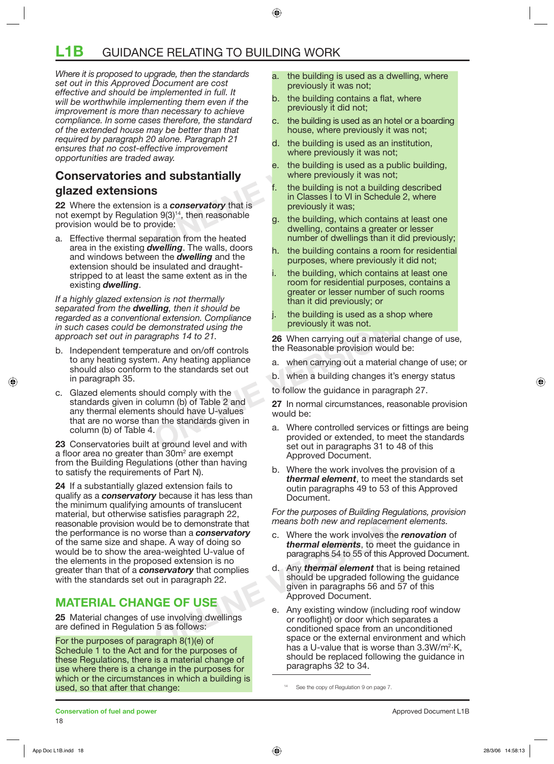*Where it is proposed to upgrade, then the standards set out in this Approved Document are cost effective and should be implemented in full. It will be worthwhile implementing them even if the improvement is more than necessary to achieve compliance. In some cases therefore, the standard of the extended house may be better than that required by paragraph 20 alone. Paragraph 21 ensures that no cost-effective improvement opportunities are traded away.*

## Conservatories and substantially glazed extensions

**22** Where the extension is a ***conservatory*** that is not exempt by Regulation 9(3)[14], then reasonable provision would be to provide:

a. Effective thermal separation from the heated area in the existing ***dwelling***. The walls, doors and windows between the ***dwelling*** and the extension should be insulated and draught-stripped to at least the same extent as in the existing ***dwelling***.

*If a highly glazed extension is not thermally separated from the* ***dwelling****, then it should be regarded as a conventional extension. Compliance in such cases could be demonstrated using the approach set out in paragraphs 14 to 21.*

b. Independent temperature and on/off controls to any heating system. Any heating appliance should also conform to the standards set out in paragraph 35.

c. Glazed elements should comply with the standards given in column (b) of Table 2 and any thermal elements should have U-values that are no worse than the standards given in column (b) of Table 4.

**23** Conservatories built at ground level and with a floor area no greater than $30m^2$ are exempt from the Building Regulations (other than having to satisfy the requirements of Part N).

**24** If a substantially glazed extension fails to qualify as a ***conservatory*** because it has less than the minimum qualifying amounts of translucent material, but otherwise satisfies paragraph 22, reasonable provision would be to demonstrate that the performance is no worse than a ***conservatory*** of the same size and shape. A way of doing so would be to show the area-weighted U-value of the elements in the proposed extension is no greater than that of a ***conservatory*** that complies with the standards set out in paragraph 22.

## MATERIAL CHANGE OF USE

**25** Material changes of use involving dwellings are defined in Regulation 5 as follows:

For the purposes of paragraph 8(1)(e) of Schedule 1 to the Act and for the purposes of these Regulations, there is a material change of use where there is a change in the purposes for which or the circumstances in which a building is used, so that after that change:

a. the building is used as a dwelling, where previously it was not;

b. the building contains a flat, where previously it did not;

c. the building is used as an hotel or a boarding house, where previously it was not;

d. the building is used as an institution, where previously it was not;

e. the building is used as a public building, where previously it was not;

f. the building is not a building described in Classes I to VI in Schedule 2, where previously it was;

g. the building, which contains at least one dwelling, contains a greater or lesser number of dwellings than it did previously;

h. the building contains a room for residential purposes, where previously it did not;

i. the building, which contains at least one room for residential purposes, contains a greater or lesser number of such rooms than it did previously; or

j. the building is used as a shop where previously it was not.

**26** When carrying out a material change of use, the Reasonable provision would be:

a. when carrying out a material change of use; or

b. when a building changes it's energy status

to follow the guidance in paragraph 27.

**27** In normal circumstances, reasonable provision would be:

a. Where controlled services or fittings are being provided or extended, to meet the standards set out in paragraphs 31 to 48 of this Approved Document.

b. Where the work involves the provision of a ***thermal element***, to meet the standards set outin paragraphs 49 to 53 of this Approved Document.

*For the purposes of Building Regulations, provision means both new and replacement elements.*

c. Where the work involves the ***renovation*** of ***thermal elements***, to meet the guidance in paragraphs 54 to 55 of this Approved Document.

d. Any ***thermal element*** that is being retained should be upgraded following the guidance given in paragraphs 56 and 57 of this Approved Document.

e. Any existing window (including roof window or rooflight) or door which separates a conditioned space from an unconditioned space or the external environment and which has a U-value that is worse than $3.3W/m^2{\cdot}K$, should be replaced following the guidance in paragraphs 32 to 34.

[14] See the copy of Regulation 9 on page 7.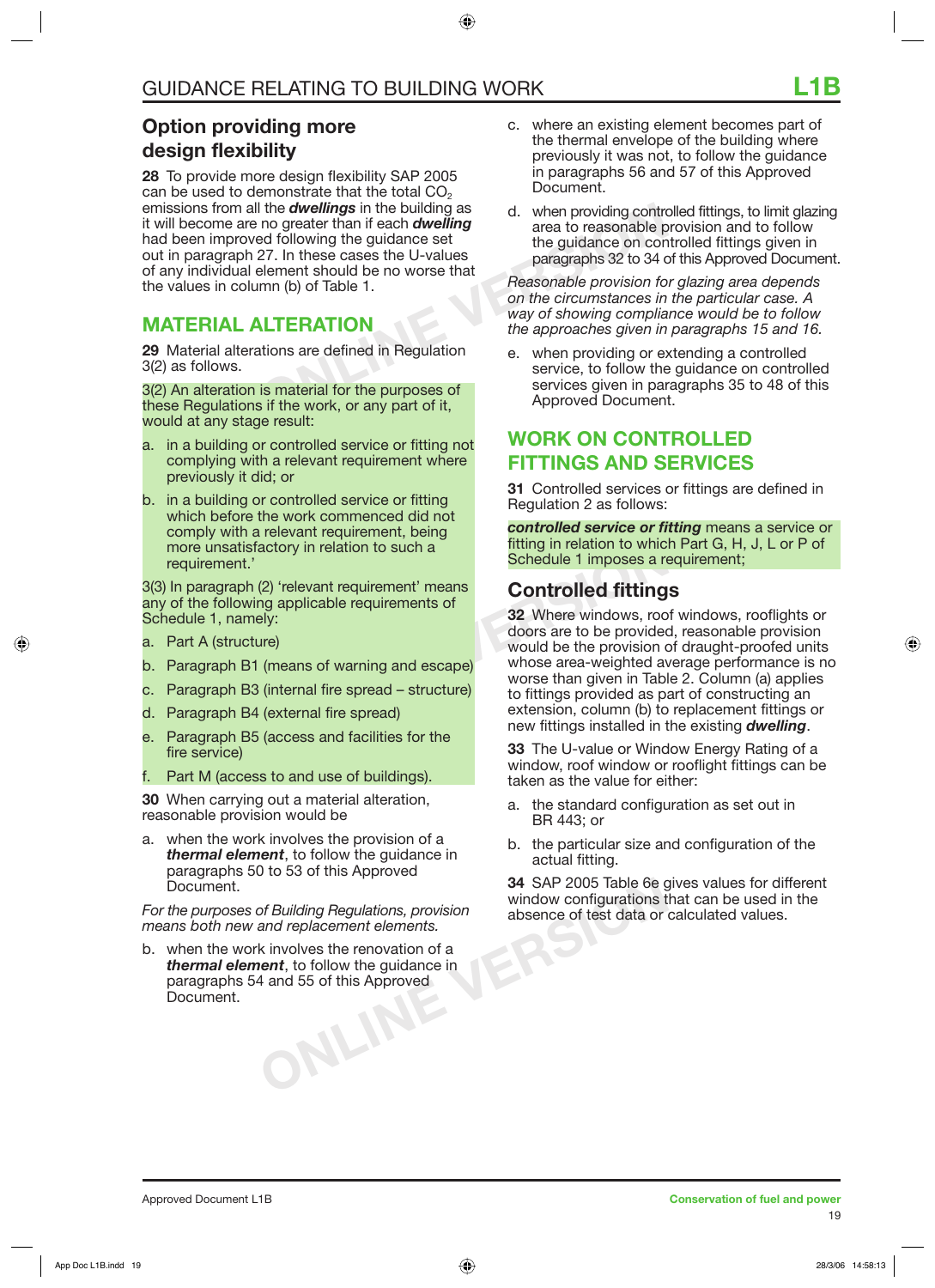## Option providing more design flexibility

**28** To provide more design flexibility SAP 2005 can be used to demonstrate that the total $CO_2$ emissions from all the ***dwellings*** in the building as it will become are no greater than if each ***dwelling*** had been improved following the guidance set out in paragraph 27. In these cases the U-values of any individual element should be no worse that the values in column (b) of Table 1.

## MATERIAL ALTERATION

**29** Material alterations are defined in Regulation 3(2) as follows.

3(2) An alteration is material for the purposes of these Regulations if the work, or any part of it, would at any stage result:

a. in a building or controlled service or fitting not complying with a relevant requirement where previously it did; or

b. in a building or controlled service or fitting which before the work commenced did not comply with a relevant requirement, being more unsatisfactory in relation to such a requirement.'

3(3) In paragraph (2) 'relevant requirement' means any of the following applicable requirements of Schedule 1, namely:

a. Part A (structure)

b. Paragraph B1 (means of warning and escape)

c. Paragraph B3 (internal fire spread – structure)

d. Paragraph B4 (external fire spread)

e. Paragraph B5 (access and facilities for the fire service)

f. Part M (access to and use of buildings).

**30** When carrying out a material alteration, reasonable provision would be

a. when the work involves the provision of a ***thermal element***, to follow the guidance in paragraphs 50 to 53 of this Approved Document.

*For the purposes of Building Regulations, provision means both new and replacement elements.*

b. when the work involves the renovation of a ***thermal element***, to follow the guidance in paragraphs 54 and 55 of this Approved Document.

c. where an existing element becomes part of the thermal envelope of the building where previously it was not, to follow the guidance in paragraphs 56 and 57 of this Approved Document.

d. when providing controlled fittings, to limit glazing area to reasonable provision and to follow the guidance on controlled fittings given in paragraphs 32 to 34 of this Approved Document.

*Reasonable provision for glazing area depends on the circumstances in the particular case. A way of showing compliance would be to follow the approaches given in paragraphs 15 and 16.*

e. when providing or extending a controlled service, to follow the guidance on controlled services given in paragraphs 35 to 48 of this Approved Document.

## WORK ON CONTROLLED FITTINGS AND SERVICES

**31** Controlled services or fittings are defined in Regulation 2 as follows:

***controlled service or fitting*** means a service or fitting in relation to which Part G, H, J, L or P of Schedule 1 imposes a requirement;

### Controlled fittings

**32** Where windows, roof windows, rooflights or doors are to be provided, reasonable provision would be the provision of draught-proofed units whose area-weighted average performance is no worse than given in Table 2. Column (a) applies to fittings provided as part of constructing an extension, column (b) to replacement fittings or new fittings installed in the existing ***dwelling***.

**33** The U-value or Window Energy Rating of a window, roof window or rooflight fittings can be taken as the value for either:

a. the standard configuration as set out in BR 443; or

b. the particular size and configuration of the actual fitting.

**34** SAP 2005 Table 6e gives values for different window configurations that can be used in the absence of test data or calculated values.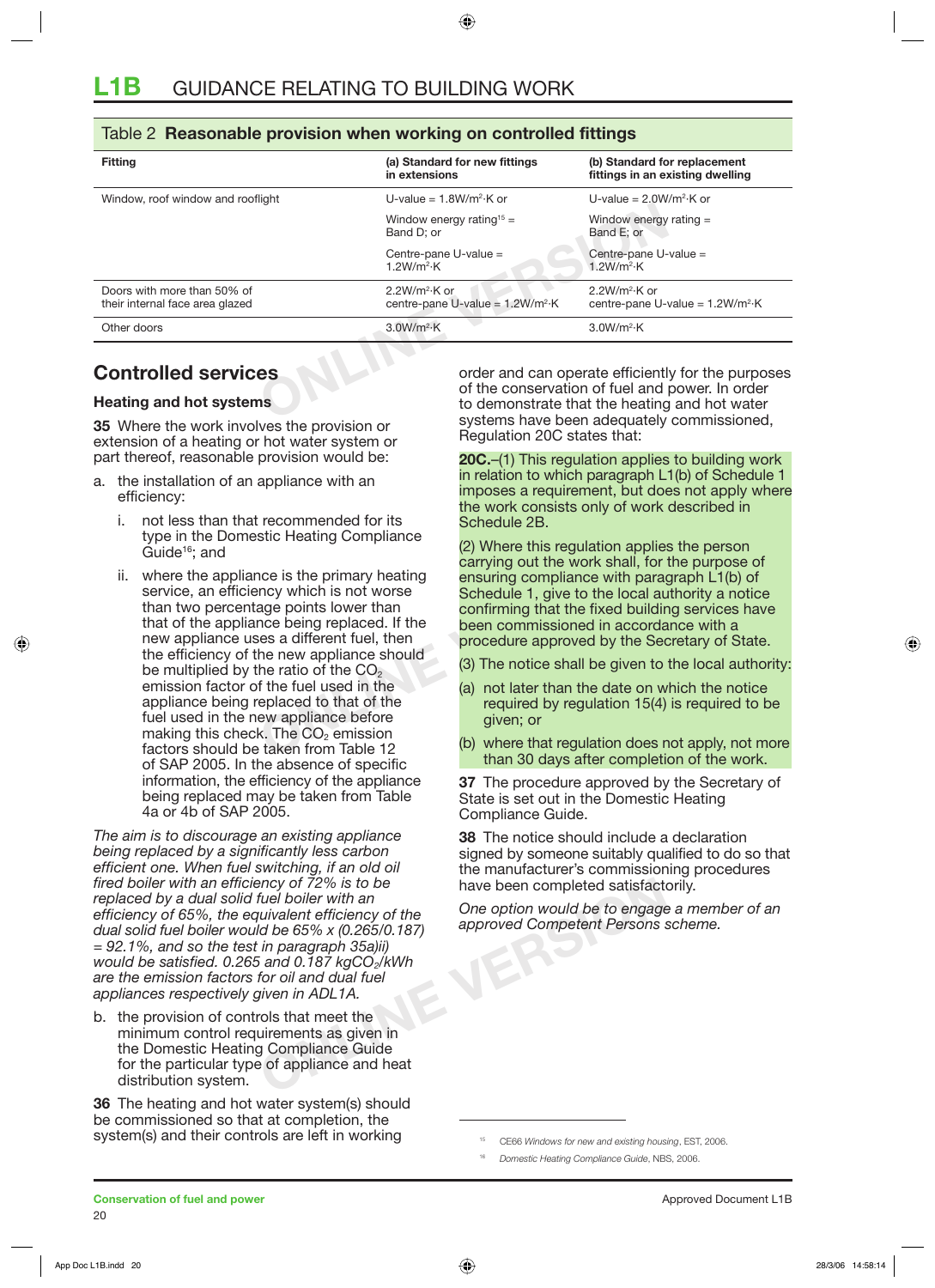## Table 2 Reasonable provision when working on controlled fittings

| Fitting | (a) Standard for new fittings in extensions | (b) Standard for replacement fittings in an existing dwelling |
|---|---|---|
| Window, roof window and rooflight | U-value = 1.8W/m²·K or<br>Window energy rating[15] = Band D; or<br>Centre-pane U-value = 1.2W/m²·K | U-value = 2.0W/m²·K or<br>Window energy rating = Band E; or<br>Centre-pane U-value = 1.2W/m²·K |
| Doors with more than 50% of their internal face area glazed | 2.2W/m²·K or centre-pane U-value = 1.2W/m²·K | 2.2W/m²·K or centre-pane U-value = 1.2W/m²·K |
| Other doors | 3.0W/m²·K | 3.0W/m²·K |

## Controlled services

### Heating and hot systems

**35** Where the work involves the provision or extension of a heating or hot water system or part thereof, reasonable provision would be:

a. the installation of an appliance with an efficiency:

   i. not less than that recommended for its type in the Domestic Heating Compliance Guide[16]; and

   ii. where the appliance is the primary heating service, an efficiency which is not worse than two percentage points lower than that of the appliance being replaced. If the new appliance uses a different fuel, then the efficiency of the new appliance should be multiplied by the ratio of the $CO_2$ emission factor of the fuel used in the appliance being replaced to that of the fuel used in the new appliance before making this check. The $CO_2$ emission factors should be taken from Table 12 of SAP 2005. In the absence of specific information, the efficiency of the appliance being replaced may be taken from Table 4a or 4b of SAP 2005.

*The aim is to discourage an existing appliance being replaced by a significantly less carbon efficient one. When fuel switching, if an old oil fired boiler with an efficiency of 72% is to be replaced by a dual solid fuel boiler with an efficiency of 65%, the equivalent efficiency of the dual solid fuel boiler would be 65% x (0.265/0.187) = 92.1%, and so the test in paragraph 35a)ii) would be satisfied. 0.265 and 0.187 kg$CO_2$/kWh are the emission factors for oil and dual fuel appliances respectively given in ADL1A.*

b. the provision of controls that meet the minimum control requirements as given in the Domestic Heating Compliance Guide for the particular type of appliance and heat distribution system.

**36** The heating and hot water system(s) should be commissioned so that at completion, the system(s) and their controls are left in working order and can operate efficiently for the purposes of the conservation of fuel and power. In order to demonstrate that the heating and hot water systems have been adequately commissioned, Regulation 20C states that:

> **20C.**–(1) This regulation applies to building work in relation to which paragraph L1(b) of Schedule 1 imposes a requirement, but does not apply where the work consists only of work described in Schedule 2B.
>
> (2) Where this regulation applies the person carrying out the work shall, for the purpose of ensuring compliance with paragraph L1(b) of Schedule 1, give to the local authority a notice confirming that the fixed building services have been commissioned in accordance with a procedure approved by the Secretary of State.
>
> (3) The notice shall be given to the local authority:
>
> (a) not later than the date on which the notice required by regulation 15(4) is required to be given; or
>
> (b) where that regulation does not apply, not more than 30 days after completion of the work.

**37** The procedure approved by the Secretary of State is set out in the Domestic Heating Compliance Guide.

**38** The notice should include a declaration signed by someone suitably qualified to do so that the manufacturer's commissioning procedures have been completed satisfactorily.

*One option would be to engage a member of an approved Competent Persons scheme.*

---

[15] CE66 *Windows for new and existing housing*, EST, 2006.

[16] *Domestic Heating Compliance Guide*, NBS, 2006.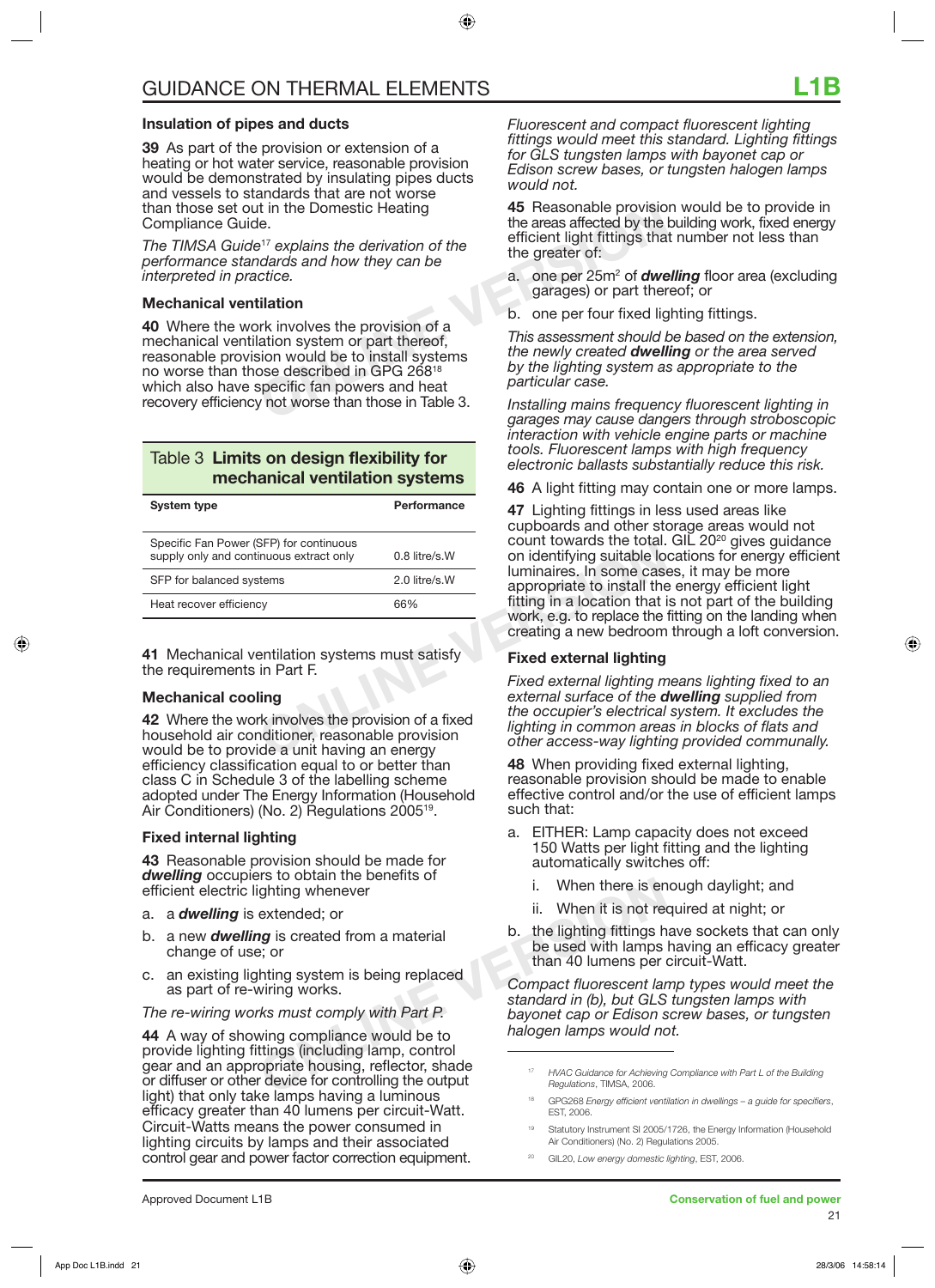## Insulation of pipes and ducts

**39** As part of the provision or extension of a heating or hot water service, reasonable provision would be demonstrated by insulating pipes ducts and vessels to standards that are not worse than those set out in the Domestic Heating Compliance Guide.

*The TIMSA Guide[17] explains the derivation of the performance standards and how they can be interpreted in practice.*

## Mechanical ventilation

**40** Where the work involves the provision of a mechanical ventilation system or part thereof, reasonable provision would be to install systems no worse than those described in GPG 268[18] which also have specific fan powers and heat recovery efficiency not worse than those in Table 3.

**Table 3 Limits on design flexibility for mechanical ventilation systems**

| System type | Performance |
|---|---|
| Specific Fan Power (SFP) for continuous supply only and continuous extract only | 0.8 litre/s.W |
| SFP for balanced systems | 2.0 litre/s.W |
| Heat recover efficiency | 66% |

**41** Mechanical ventilation systems must satisfy the requirements in Part F.

## Mechanical cooling

**42** Where the work involves the provision of a fixed household air conditioner, reasonable provision would be to provide a unit having an energy efficiency classification equal to or better than class C in Schedule 3 of the labelling scheme adopted under The Energy Information (Household Air Conditioners) (No. 2) Regulations 2005[19].

## Fixed internal lighting

**43** Reasonable provision should be made for ***dwelling*** occupiers to obtain the benefits of efficient electric lighting whenever

a. a ***dwelling*** is extended; or

b. a new ***dwelling*** is created from a material change of use; or

c. an existing lighting system is being replaced as part of re-wiring works.

*The re-wiring works must comply with Part P.*

**44** A way of showing compliance would be to provide lighting fittings (including lamp, control gear and an appropriate housing, reflector, shade or diffuser or other device for controlling the output light) that only take lamps having a luminous efficacy greater than 40 lumens per circuit-Watt. Circuit-Watts means the power consumed in lighting circuits by lamps and their associated control gear and power factor correction equipment.

*Fluorescent and compact fluorescent lighting fittings would meet this standard. Lighting fittings for GLS tungsten lamps with bayonet cap or Edison screw bases, or tungsten halogen lamps would not.*

**45** Reasonable provision would be to provide in the areas affected by the building work, fixed energy efficient light fittings that number not less than the greater of:

a. one per 25m$^2$ of ***dwelling*** floor area (excluding garages) or part thereof; or

b. one per four fixed lighting fittings.

*This assessment should be based on the extension, the newly created **dwelling** or the area served by the lighting system as appropriate to the particular case.*

*Installing mains frequency fluorescent lighting in garages may cause dangers through stroboscopic interaction with vehicle engine parts or machine tools. Fluorescent lamps with high frequency electronic ballasts substantially reduce this risk.*

**46** A light fitting may contain one or more lamps.

**47** Lighting fittings in less used areas like cupboards and other storage areas would not count towards the total. GIL 20[20] gives guidance on identifying suitable locations for energy efficient luminaires. In some cases, it may be more appropriate to install the energy efficient light fitting in a location that is not part of the building work, e.g. to replace the fitting on the landing when creating a new bedroom through a loft conversion.

## Fixed external lighting

*Fixed external lighting means lighting fixed to an external surface of the **dwelling** supplied from the occupier's electrical system. It excludes the lighting in common areas in blocks of flats and other access-way lighting provided communally.*

**48** When providing fixed external lighting, reasonable provision should be made to enable effective control and/or the use of efficient lamps such that:

a. EITHER: Lamp capacity does not exceed 150 Watts per light fitting and the lighting automatically switches off:

   i. When there is enough daylight; and

   ii. When it is not required at night; or

b. the lighting fittings have sockets that can only be used with lamps having an efficacy greater than 40 lumens per circuit-Watt.

*Compact fluorescent lamp types would meet the standard in (b), but GLS tungsten lamps with bayonet cap or Edison screw bases, or tungsten halogen lamps would not.*

---

17 HVAC Guidance for Achieving Compliance with Part L of the Building Regulations, TIMSA, 2006.

18 GPG268 *Energy efficient ventilation in dwellings – a guide for specifiers*, EST, 2006.

19 Statutory Instrument SI 2005/1726, the Energy Information (Household Air Conditioners) (No. 2) Regulations 2005.

20 GIL20, *Low energy domestic lighting*, EST, 2006.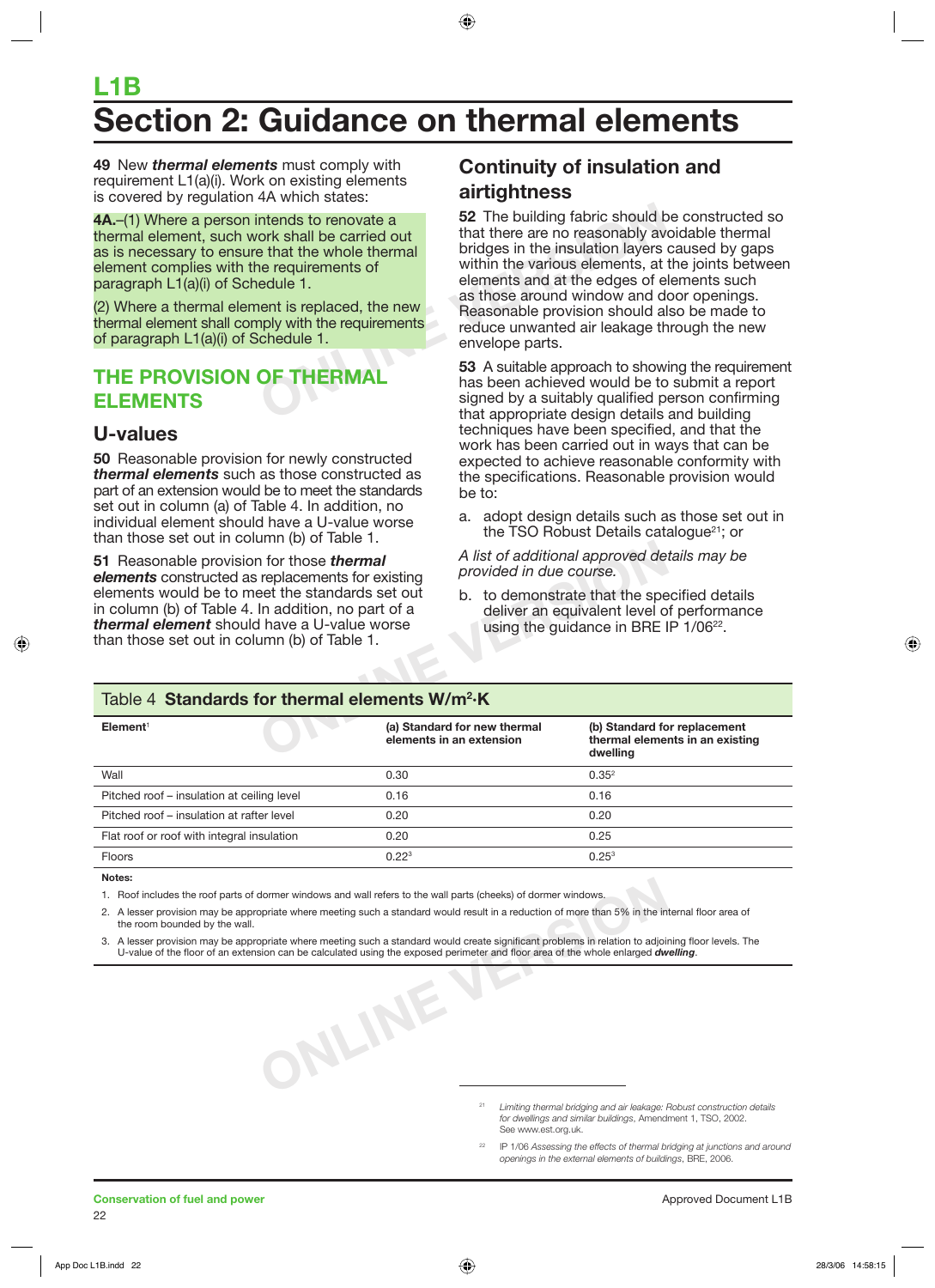# L1B

# Section 2: Guidance on thermal elements

**49** New ***thermal elements*** must comply with requirement L1(a)(i). Work on existing elements is covered by regulation 4A which states:

**4A.**–(1) Where a person intends to renovate a thermal element, such work shall be carried out as is necessary to ensure that the whole thermal element complies with the requirements of paragraph L1(a)(i) of Schedule 1.

(2) Where a thermal element is replaced, the new thermal element shall comply with the requirements of paragraph L1(a)(i) of Schedule 1.

## THE PROVISION OF THERMAL ELEMENTS

### U-values

**50** Reasonable provision for newly constructed ***thermal elements*** such as those constructed as part of an extension would be to meet the standards set out in column (a) of Table 4. In addition, no individual element should have a U-value worse than those set out in column (b) of Table 1.

**51** Reasonable provision for those ***thermal elements*** constructed as replacements for existing elements would be to meet the standards set out in column (b) of Table 4. In addition, no part of a ***thermal element*** should have a U-value worse than those set out in column (b) of Table 1.

### Continuity of insulation and airtightness

**52** The building fabric should be constructed so that there are no reasonably avoidable thermal bridges in the insulation layers caused by gaps within the various elements, at the joints between elements and at the edges of elements such as those around window and door openings. Reasonable provision should also be made to reduce unwanted air leakage through the new envelope parts.

**53** A suitable approach to showing the requirement has been achieved would be to submit a report signed by a suitably qualified person confirming that appropriate design details and building techniques have been specified, and that the work has been carried out in ways that can be expected to achieve reasonable conformity with the specifications. Reasonable provision would be to:

a. adopt design details such as those set out in the TSO Robust Details catalogue[21]; or

*A list of additional approved details may be provided in due course.*

b. to demonstrate that the specified details deliver an equivalent level of performance using the guidance in BRE IP 1/06[22].

Table 4 **Standards for thermal elements W/m²·K**

| Element[1] | (a) Standard for new thermal elements in an extension | (b) Standard for replacement thermal elements in an existing dwelling |
|---|---|---|
| Wall | 0.30 | 0.35[2] |
| Pitched roof – insulation at ceiling level | 0.16 | 0.16 |
| Pitched roof – insulation at rafter level | 0.20 | 0.20 |
| Flat roof or roof with integral insulation | 0.20 | 0.25 |
| Floors | 0.22[3] | 0.25[3] |

**Notes:**

1. Roof includes the roof parts of dormer windows and wall refers to the wall parts (cheeks) of dormer windows.
2. A lesser provision may be appropriate where meeting such a standard would result in a reduction of more than 5% in the internal floor area of the room bounded by the wall.
3. A lesser provision may be appropriate where meeting such a standard would create significant problems in relation to adjoining floor levels. The U-value of the floor of an extension can be calculated using the exposed perimeter and floor area of the whole enlarged ***dwelling***.

---

[21] *Limiting thermal bridging and air leakage: Robust construction details for dwellings and similar buildings*, Amendment 1, TSO, 2002. See www.est.org.uk.

[22] IP 1/06 *Assessing the effects of thermal bridging at junctions and around openings in the external elements of buildings*, BRE, 2006.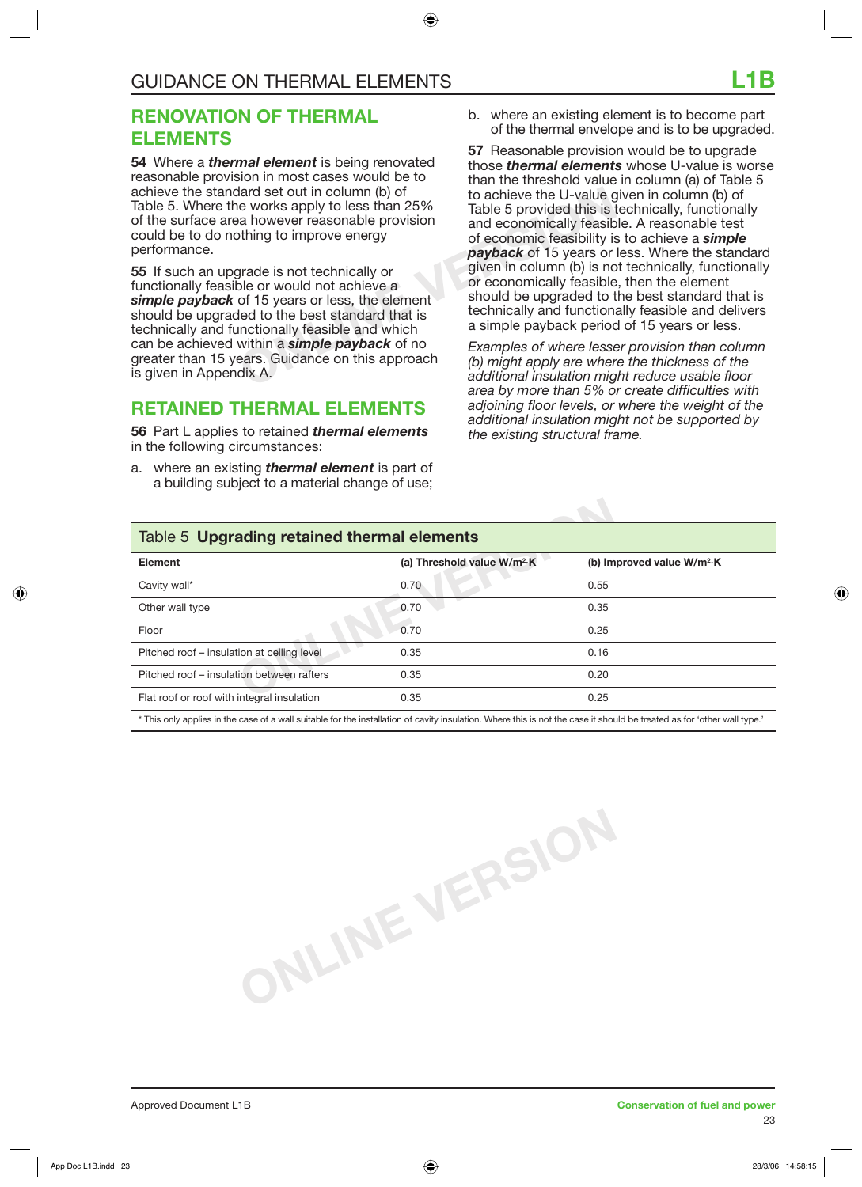## RENOVATION OF THERMAL ELEMENTS

**54** Where a ***thermal element*** is being renovated reasonable provision in most cases would be to achieve the standard set out in column (b) of Table 5. Where the works apply to less than 25% of the surface area however reasonable provision could be to do nothing to improve energy performance.

**55** If such an upgrade is not technically or functionally feasible or would not achieve a ***simple payback*** of 15 years or less, the element should be upgraded to the best standard that is technically and functionally feasible and which can be achieved within a ***simple payback*** of no greater than 15 years. Guidance on this approach is given in Appendix A.

## RETAINED THERMAL ELEMENTS

**56** Part L applies to retained ***thermal elements*** in the following circumstances:

a. where an existing ***thermal element*** is part of a building subject to a material change of use;

b. where an existing element is to become part of the thermal envelope and is to be upgraded.

**57** Reasonable provision would be to upgrade those ***thermal elements*** whose U-value is worse than the threshold value in column (a) of Table 5 to achieve the U-value given in column (b) of Table 5 provided this is technically, functionally and economically feasible. A reasonable test of economic feasibility is to achieve a ***simple payback*** of 15 years or less. Where the standard given in column (b) is not technically, functionally or economically feasible, then the element should be upgraded to the best standard that is technically and functionally feasible and delivers a simple payback period of 15 years or less.

*Examples of where lesser provision than column (b) might apply are where the thickness of the additional insulation might reduce usable floor area by more than 5% or create difficulties with adjoining floor levels, or where the weight of the additional insulation might not be supported by the existing structural frame.*

Table 5 **Upgrading retained thermal elements**

| Element | (a) Threshold value W/m²·K | (b) Improved value W/m²·K |
|---|---|---|
| Cavity wall* | 0.70 | 0.55 |
| Other wall type | 0.70 | 0.35 |
| Floor | 0.70 | 0.25 |
| Pitched roof – insulation at ceiling level | 0.35 | 0.16 |
| Pitched roof – insulation between rafters | 0.35 | 0.20 |
| Flat roof or roof with integral insulation | 0.35 | 0.25 |

\* This only applies in the case of a wall suitable for the installation of cavity insulation. Where this is not the case it should be treated as for 'other wall type.'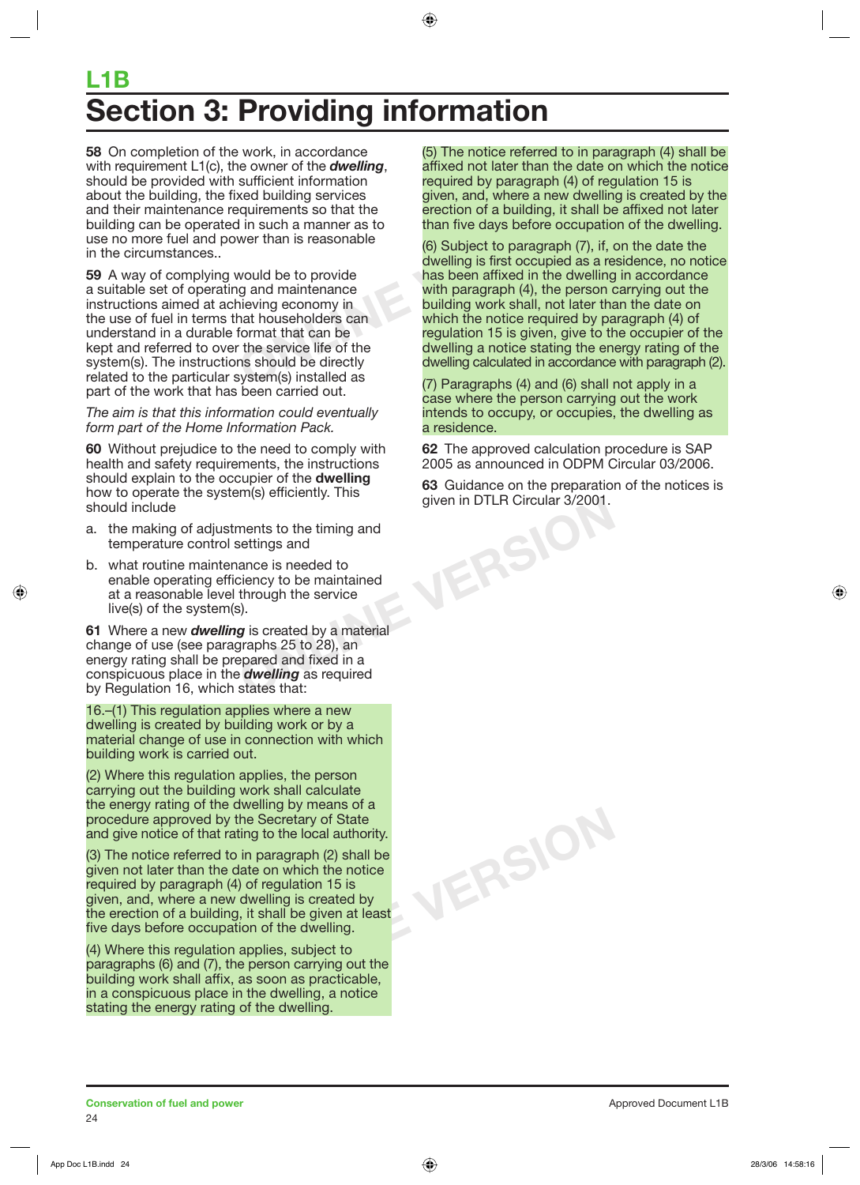# L1B

## Section 3: Providing information

**58** On completion of the work, in accordance with requirement L1(c), the owner of the ***dwelling***, should be provided with sufficient information about the building, the fixed building services and their maintenance requirements so that the building can be operated in such a manner as to use no more fuel and power than is reasonable in the circumstances..

**59** A way of complying would be to provide a suitable set of operating and maintenance instructions aimed at achieving economy in the use of fuel in terms that householders can understand in a durable format that can be kept and referred to over the service life of the system(s). The instructions should be directly related to the particular system(s) installed as part of the work that has been carried out.

*The aim is that this information could eventually form part of the Home Information Pack.*

**60** Without prejudice to the need to comply with health and safety requirements, the instructions should explain to the occupier of the **dwelling** how to operate the system(s) efficiently. This should include

a. the making of adjustments to the timing and temperature control settings and

b. what routine maintenance is needed to enable operating efficiency to be maintained at a reasonable level through the service live(s) of the system(s).

**61** Where a new ***dwelling*** is created by a material change of use (see paragraphs 25 to 28), an energy rating shall be prepared and fixed in a conspicuous place in the ***dwelling*** as required by Regulation 16, which states that:

16.–(1) This regulation applies where a new dwelling is created by building work or by a material change of use in connection with which building work is carried out.

(2) Where this regulation applies, the person carrying out the building work shall calculate the energy rating of the dwelling by means of a procedure approved by the Secretary of State and give notice of that rating to the local authority.

(3) The notice referred to in paragraph (2) shall be given not later than the date on which the notice required by paragraph (4) of regulation 15 is given, and, where a new dwelling is created by the erection of a building, it shall be given at least five days before occupation of the dwelling.

(4) Where this regulation applies, subject to paragraphs (6) and (7), the person carrying out the building work shall affix, as soon as practicable, in a conspicuous place in the dwelling, a notice stating the energy rating of the dwelling.

(5) The notice referred to in paragraph (4) shall be affixed not later than the date on which the notice required by paragraph (4) of regulation 15 is given, and, where a new dwelling is created by the erection of a building, it shall be affixed not later than five days before occupation of the dwelling.

(6) Subject to paragraph (7), if, on the date the dwelling is first occupied as a residence, no notice has been affixed in the dwelling in accordance with paragraph (4), the person carrying out the building work shall, not later than the date on which the notice required by paragraph (4) of regulation 15 is given, give to the occupier of the dwelling a notice stating the energy rating of the dwelling calculated in accordance with paragraph (2).

(7) Paragraphs (4) and (6) shall not apply in a case where the person carrying out the work intends to occupy, or occupies, the dwelling as a residence.

**62** The approved calculation procedure is SAP 2005 as announced in ODPM Circular 03/2006.

**63** Guidance on the preparation of the notices is given in DTLR Circular 3/2001.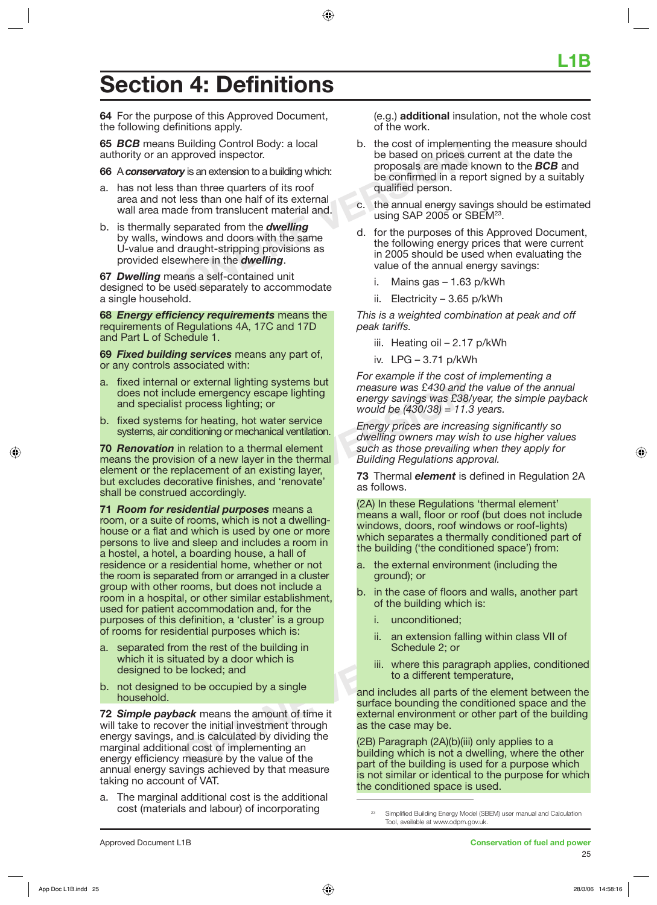# Section 4: Definitions

**64** For the purpose of this Approved Document, the following definitions apply.

**65** ***BCB*** means Building Control Body: a local authority or an approved inspector.

**66** A ***conservatory*** is an extension to a building which:

a. has not less than three quarters of its roof area and not less than one half of its external wall area made from translucent material and.

b. is thermally separated from the ***dwelling*** by walls, windows and doors with the same U-value and draught-stripping provisions as provided elsewhere in the ***dwelling***.

**67** ***Dwelling*** means a self-contained unit designed to be used separately to accommodate a single household.

**68** ***Energy efficiency requirements*** means the requirements of Regulations 4A, 17C and 17D and Part L of Schedule 1.

**69** ***Fixed building services*** means any part of, or any controls associated with:

a. fixed internal or external lighting systems but does not include emergency escape lighting and specialist process lighting; or

b. fixed systems for heating, hot water service systems, air conditioning or mechanical ventilation.

**70** ***Renovation*** in relation to a thermal element means the provision of a new layer in the thermal element or the replacement of an existing layer, but excludes decorative finishes, and 'renovate' shall be construed accordingly.

**71** ***Room for residential purposes*** means a room, or a suite of rooms, which is not a dwelling-house or a flat and which is used by one or more persons to live and sleep and includes a room in a hostel, a hotel, a boarding house, a hall of residence or a residential home, whether or not the room is separated from or arranged in a cluster group with other rooms, but does not include a room in a hospital, or other similar establishment, used for patient accommodation and, for the purposes of this definition, a 'cluster' is a group of rooms for residential purposes which is:

a. separated from the rest of the building in which it is situated by a door which is designed to be locked; and

b. not designed to be occupied by a single household.

**72** ***Simple payback*** means the amount of time it will take to recover the initial investment through energy savings, and is calculated by dividing the marginal additional cost of implementing an energy efficiency measure by the value of the annual energy savings achieved by that measure taking no account of VAT.

a. The marginal additional cost is the additional cost (materials and labour) of incorporating (e.g.) **additional** insulation, not the whole cost of the work.

b. the cost of implementing the measure should be based on prices current at the date the proposals are made known to the ***BCB*** and be confirmed in a report signed by a suitably qualified person.

c. the annual energy savings should be estimated using SAP 2005 or SBEM[23].

d. for the purposes of this Approved Document, the following energy prices that were current in 2005 should be used when evaluating the value of the annual energy savings:

   i. Mains gas – 1.63 p/kWh

   ii. Electricity – 3.65 p/kWh

*This is a weighted combination at peak and off peak tariffs.*

   iii. Heating oil – 2.17 p/kWh

   iv. LPG – 3.71 p/kWh

*For example if the cost of implementing a measure was £430 and the value of the annual energy savings was £38/year, the simple payback would be (430/38) = 11.3 years.*

*Energy prices are increasing significantly so dwelling owners may wish to use higher values such as those prevailing when they apply for Building Regulations approval.*

**73** Thermal ***element*** is defined in Regulation 2A as follows.

(2A) In these Regulations 'thermal element' means a wall, floor or roof (but does not include windows, doors, roof windows or roof-lights) which separates a thermally conditioned part of the building ('the conditioned space') from:

a. the external environment (including the ground); or

b. in the case of floors and walls, another part of the building which is:

   i. unconditioned;

   ii. an extension falling within class VII of Schedule 2; or

   iii. where this paragraph applies, conditioned to a different temperature,

and includes all parts of the element between the surface bounding the conditioned space and the external environment or other part of the building as the case may be.

(2B) Paragraph (2A)(b)(iii) only applies to a building which is not a dwelling, where the other part of the building is used for a purpose which is not similar or identical to the purpose for which the conditioned space is used.

---

[23] Simplified Building Energy Model (SBEM) user manual and Calculation Tool, available at www.odpm.gov.uk.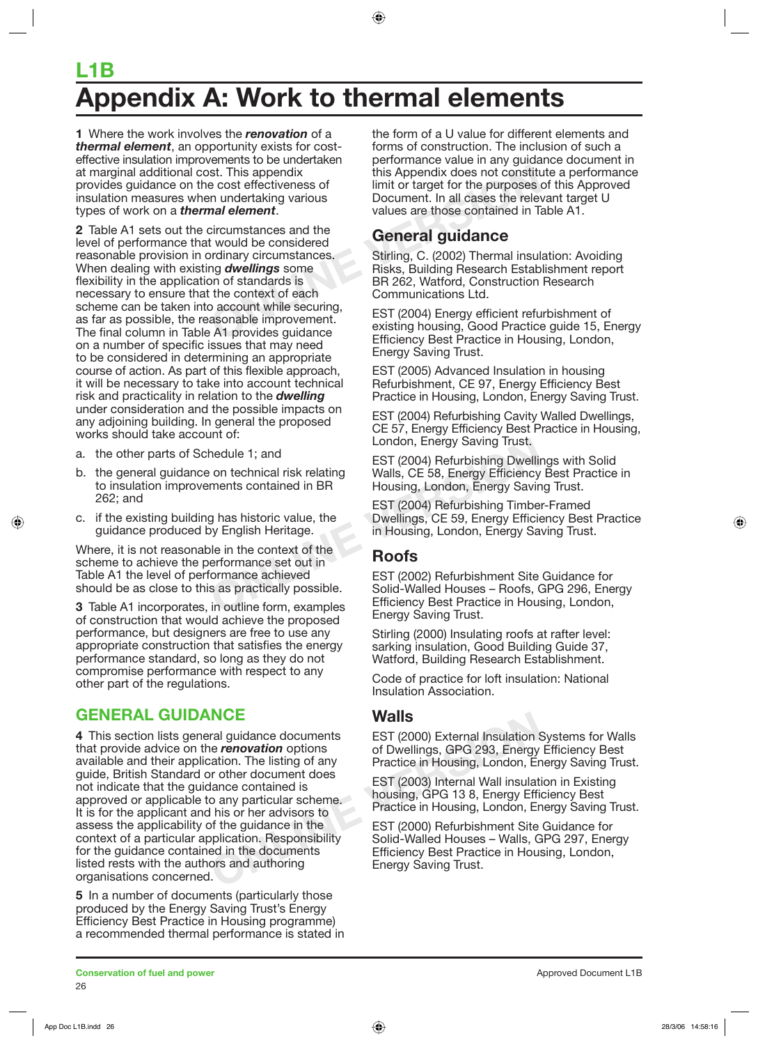# L1B

# Appendix A: Work to thermal elements

**1** Where the work involves the ***renovation*** of a ***thermal element***, an opportunity exists for cost-effective insulation improvements to be undertaken at marginal additional cost. This appendix provides guidance on the cost effectiveness of insulation measures when undertaking various types of work on a ***thermal element***.

**2** Table A1 sets out the circumstances and the level of performance that would be considered reasonable provision in ordinary circumstances. When dealing with existing ***dwellings*** some flexibility in the application of standards is necessary to ensure that the context of each scheme can be taken into account while securing, as far as possible, the reasonable improvement. The final column in Table A1 provides guidance on a number of specific issues that may need to be considered in determining an appropriate course of action. As part of this flexible approach, it will be necessary to take into account technical risk and practicality in relation to the ***dwelling*** under consideration and the possible impacts on any adjoining building. In general the proposed works should take account of:

a. the other parts of Schedule 1; and

b. the general guidance on technical risk relating to insulation improvements contained in BR 262; and

c. if the existing building has historic value, the guidance produced by English Heritage.

Where, it is not reasonable in the context of the scheme to achieve the performance set out in Table A1 the level of performance achieved should be as close to this as practically possible.

**3** Table A1 incorporates, in outline form, examples of construction that would achieve the proposed performance, but designers are free to use any appropriate construction that satisfies the energy performance standard, so long as they do not compromise performance with respect to any other part of the regulations.

## GENERAL GUIDANCE

**4** This section lists general guidance documents that provide advice on the ***renovation*** options available and their application. The listing of any guide, British Standard or other document does not indicate that the guidance contained is approved or applicable to any particular scheme. It is for the applicant and his or her advisors to assess the applicability of the guidance in the context of a particular application. Responsibility for the guidance contained in the documents listed rests with the authors and authoring organisations concerned.

**5** In a number of documents (particularly those produced by the Energy Saving Trust's Energy Efficiency Best Practice in Housing programme) a recommended thermal performance is stated in the form of a U value for different elements and forms of construction. The inclusion of such a performance value in any guidance document in this Appendix does not constitute a performance limit or target for the purposes of this Approved Document. In all cases the relevant target U values are those contained in Table A1.

### General guidance

Stirling, C. (2002) Thermal insulation: Avoiding Risks, Building Research Establishment report BR 262, Watford, Construction Research Communications Ltd.

EST (2004) Energy efficient refurbishment of existing housing, Good Practice guide 15, Energy Efficiency Best Practice in Housing, London, Energy Saving Trust.

EST (2005) Advanced Insulation in housing Refurbishment, CE 97, Energy Efficiency Best Practice in Housing, London, Energy Saving Trust.

EST (2004) Refurbishing Cavity Walled Dwellings, CE 57, Energy Efficiency Best Practice in Housing, London, Energy Saving Trust.

EST (2004) Refurbishing Dwellings with Solid Walls, CE 58, Energy Efficiency Best Practice in Housing, London, Energy Saving Trust.

EST (2004) Refurbishing Timber-Framed Dwellings, CE 59, Energy Efficiency Best Practice in Housing, London, Energy Saving Trust.

### Roofs

EST (2002) Refurbishment Site Guidance for Solid-Walled Houses – Roofs, GPG 296, Energy Efficiency Best Practice in Housing, London, Energy Saving Trust.

Stirling (2000) Insulating roofs at rafter level: sarking insulation, Good Building Guide 37, Watford, Building Research Establishment.

Code of practice for loft insulation: National Insulation Association.

### Walls

EST (2000) External Insulation Systems for Walls of Dwellings, GPG 293, Energy Efficiency Best Practice in Housing, London, Energy Saving Trust.

EST (2003) Internal Wall insulation in Existing housing, GPG 13 8, Energy Efficiency Best Practice in Housing, London, Energy Saving Trust.

EST (2000) Refurbishment Site Guidance for Solid-Walled Houses – Walls, GPG 297, Energy Efficiency Best Practice in Housing, London, Energy Saving Trust.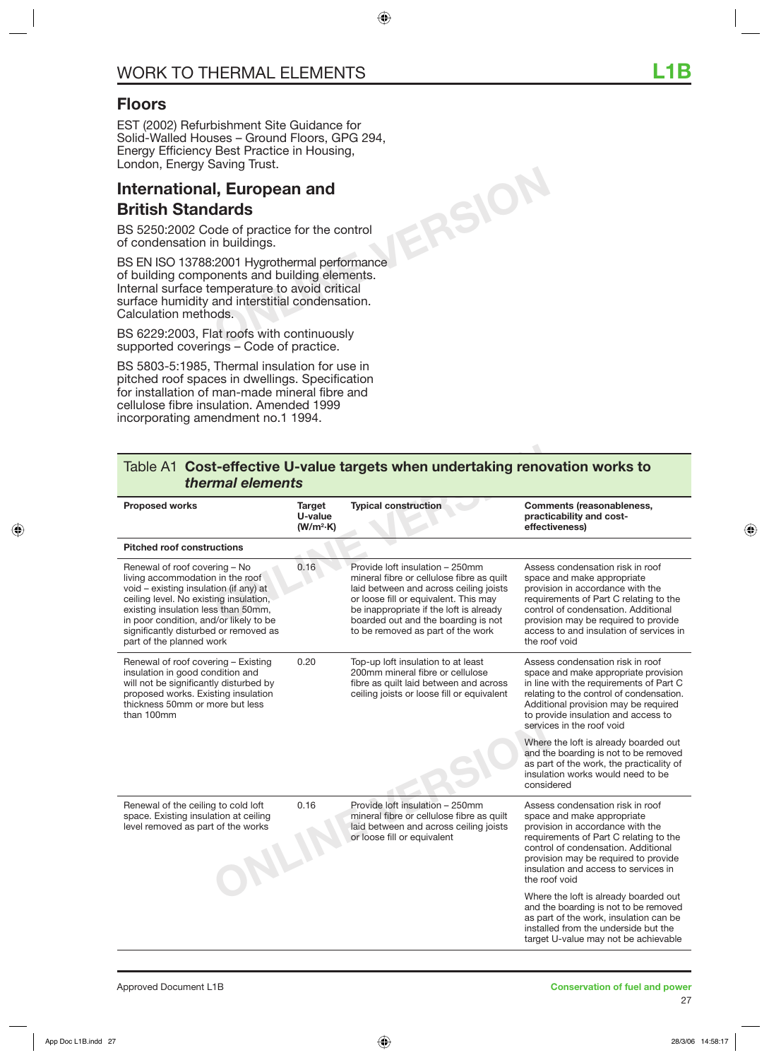## Floors

EST (2002) Refurbishment Site Guidance for Solid-Walled Houses – Ground Floors, GPG 294, Energy Efficiency Best Practice in Housing, London, Energy Saving Trust.

## International, European and British Standards

BS 5250:2002 Code of practice for the control of condensation in buildings.

BS EN ISO 13788:2001 Hygrothermal performance of building components and building elements. Internal surface temperature to avoid critical surface humidity and interstitial condensation. Calculation methods.

BS 6229:2003, Flat roofs with continuously supported coverings – Code of practice.

BS 5803-5:1985, Thermal insulation for use in pitched roof spaces in dwellings. Specification for installation of man-made mineral fibre and cellulose fibre insulation. Amended 1999 incorporating amendment no.1 1994.

Table A1 **Cost-effective U-value targets when undertaking renovation works to *thermal elements***

| Proposed works | Target U-value (W/m²·K) | Typical construction | Comments (reasonableness, practicability and cost-effectiveness) |
|---|---|---|---|
| **Pitched roof constructions** | | | |
| Renewal of roof covering – No living accommodation in the roof void – existing insulation (if any) at ceiling level. No existing insulation, existing insulation less than 50mm, in poor condition, and/or likely to be significantly disturbed or removed as part of the planned work | 0.16 | Provide loft insulation – 250mm mineral fibre or cellulose fibre as quilt laid between and across ceiling joists or loose fill or equivalent. This may be inappropriate if the loft is already boarded out and the boarding is not to be removed as part of the work | Assess condensation risk in roof space and make appropriate provision in accordance with the requirements of Part C relating to the control of condensation. Additional provision may be required to provide access to and insulation of services in the roof void |
| Renewal of roof covering – Existing insulation in good condition and will not be significantly disturbed by proposed works. Existing insulation thickness 50mm or more but less than 100mm | 0.20 | Top-up loft insulation to at least 200mm mineral fibre or cellulose fibre as quilt laid between and across ceiling joists or loose fill or equivalent | Assess condensation risk in roof space and make appropriate provision in line with the requirements of Part C relating to the control of condensation. Additional provision may be required to provide insulation and access to services in the roof void<br><br>Where the loft is already boarded out and the boarding is not to be removed as part of the work, the practicality of insulation works would need to be considered |
| Renewal of the ceiling to cold loft space. Existing insulation at ceiling level removed as part of the works | 0.16 | Provide loft insulation – 250mm mineral fibre or cellulose fibre as quilt laid between and across ceiling joists or loose fill or equivalent | Assess condensation risk in roof space and make appropriate provision in accordance with the requirements of Part C relating to the control of condensation. Additional provision may be required to provide insulation and access to services in the roof void<br><br>Where the loft is already boarded out and the boarding is not to be removed as part of the work, insulation can be installed from the underside but the target U-value may not be achievable |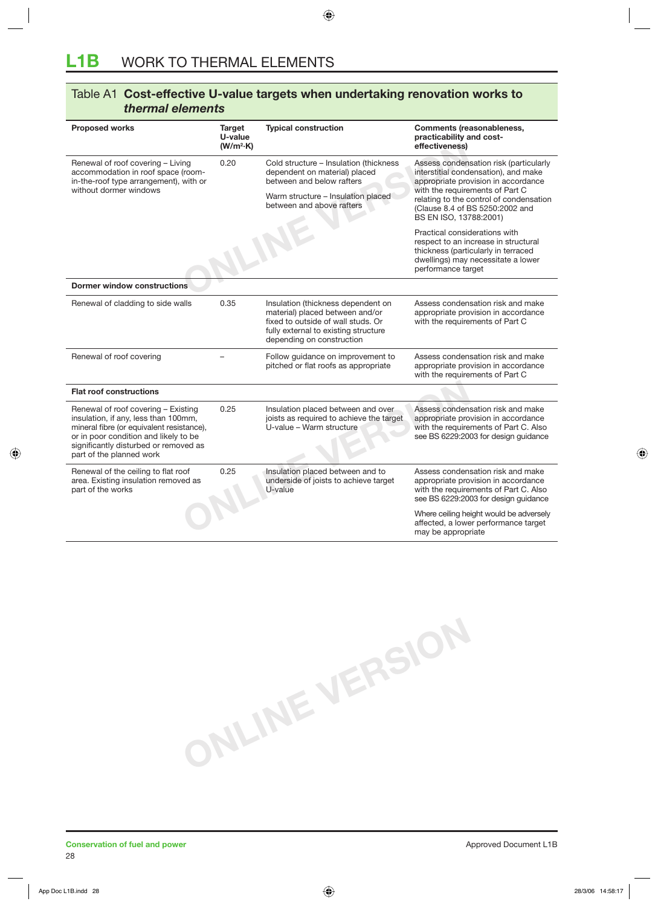# L1B WORK TO THERMAL ELEMENTS

## Table A1 Cost-effective U-value targets when undertaking renovation works to *thermal elements*

| Proposed works | Target U-value (W/m²·K) | Typical construction | Comments (reasonableness, practicability and cost-effectiveness) |
|---|---|---|---|
| Renewal of roof covering – Living accommodation in roof space (room-in-the-roof type arrangement), with or without dormer windows | 0.20 | Cold structure – Insulation (thickness dependent on material) placed between and below rafters<br><br>Warm structure – Insulation placed between and above rafters | Assess condensation risk (particularly interstitial condensation), and make appropriate provision in accordance with the requirements of Part C relating to the control of condensation (Clause 8.4 of BS 5250:2002 and BS EN ISO, 13788:2001)<br><br>Practical considerations with respect to an increase in structural thickness (particularly in terraced dwellings) may necessitate a lower performance target |
| **Dormer window constructions** | | | |
| Renewal of cladding to side walls | 0.35 | Insulation (thickness dependent on material) placed between and/or fixed to outside of wall studs. Or fully external to existing structure depending on construction | Assess condensation risk and make appropriate provision in accordance with the requirements of Part C |
| Renewal of roof covering | – | Follow guidance on improvement to pitched or flat roofs as appropriate | Assess condensation risk and make appropriate provision in accordance with the requirements of Part C |
| **Flat roof constructions** | | | |
| Renewal of roof covering – Existing insulation, if any, less than 100mm, mineral fibre (or equivalent resistance), or in poor condition and likely to be significantly disturbed or removed as part of the planned work | 0.25 | Insulation placed between and over joists as required to achieve the target U-value – Warm structure | Assess condensation risk and make appropriate provision in accordance with the requirements of Part C. Also see BS 6229:2003 for design guidance |
| Renewal of the ceiling to flat roof area. Existing insulation removed as part of the works | 0.25 | Insulation placed between and to underside of joists to achieve target U-value | Assess condensation risk and make appropriate provision in accordance with the requirements of Part C. Also see BS 6229:2003 for design guidance<br><br>Where ceiling height would be adversely affected, a lower performance target may be appropriate |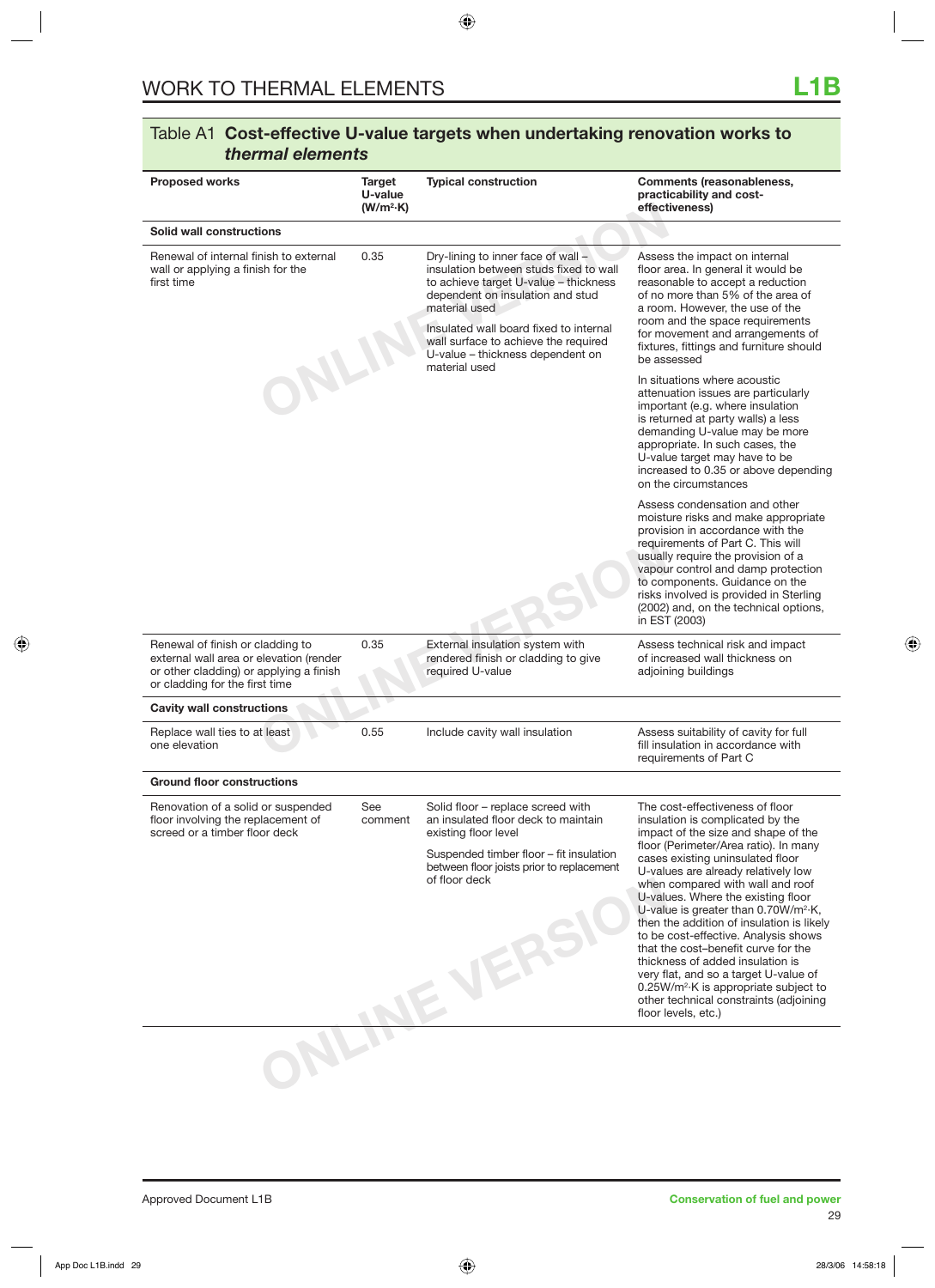# WORK TO THERMAL ELEMENTS

## Table A1 Cost-effective U-value targets when undertaking renovation works to *thermal elements*

| Proposed works | Target U-value (W/m²·K) | Typical construction | Comments (reasonableness, practicability and cost-effectiveness) |
|---|---|---|---|
| **Solid wall constructions** | | | |
| Renewal of internal finish to external wall or applying a finish for the first time | 0.35 | Dry-lining to inner face of wall – insulation between studs fixed to wall to achieve target U-value – thickness dependent on insulation and stud material used<br><br>Insulated wall board fixed to internal wall surface to achieve the required U-value – thickness dependent on material used | Assess the impact on internal floor area. In general it would be reasonable to accept a reduction of no more than 5% of the area of a room. However, the use of the room and the space requirements for movement and arrangements of fixtures, fittings and furniture should be assessed<br><br>In situations where acoustic attenuation issues are particularly important (e.g. where insulation is returned at party walls) a less demanding U-value may be more appropriate. In such cases, the U-value target may have to be increased to 0.35 or above depending on the circumstances<br><br>Assess condensation and other moisture risks and make appropriate provision in accordance with the requirements of Part C. This will usually require the provision of a vapour control and damp protection to components. Guidance on the risks involved is provided in Sterling (2002) and, on the technical options, in EST (2003) |
| Renewal of finish or cladding to external wall area or elevation (render or other cladding) or applying a finish or cladding for the first time | 0.35 | External insulation system with rendered finish or cladding to give required U-value | Assess technical risk and impact of increased wall thickness on adjoining buildings |
| **Cavity wall constructions** | | | |
| Replace wall ties to at least one elevation | 0.55 | Include cavity wall insulation | Assess suitability of cavity for full fill insulation in accordance with requirements of Part C |
| **Ground floor constructions** | | | |
| Renovation of a solid or suspended floor involving the replacement of screed or a timber floor deck | See comment | Solid floor – replace screed with an insulated floor deck to maintain existing floor level<br><br>Suspended timber floor – fit insulation between floor joists prior to replacement of floor deck | The cost-effectiveness of floor insulation is complicated by the impact of the size and shape of the floor (Perimeter/Area ratio). In many cases existing uninsulated floor U-values are already relatively low when compared with wall and roof U-values. Where the existing floor U-value is greater than 0.70W/m²·K, then the addition of insulation is likely to be cost-effective. Analysis shows that the cost–benefit curve for the thickness of added insulation is very flat, and so a target U-value of 0.25W/m²·K is appropriate subject to other technical constraints (adjoining floor levels, etc.) |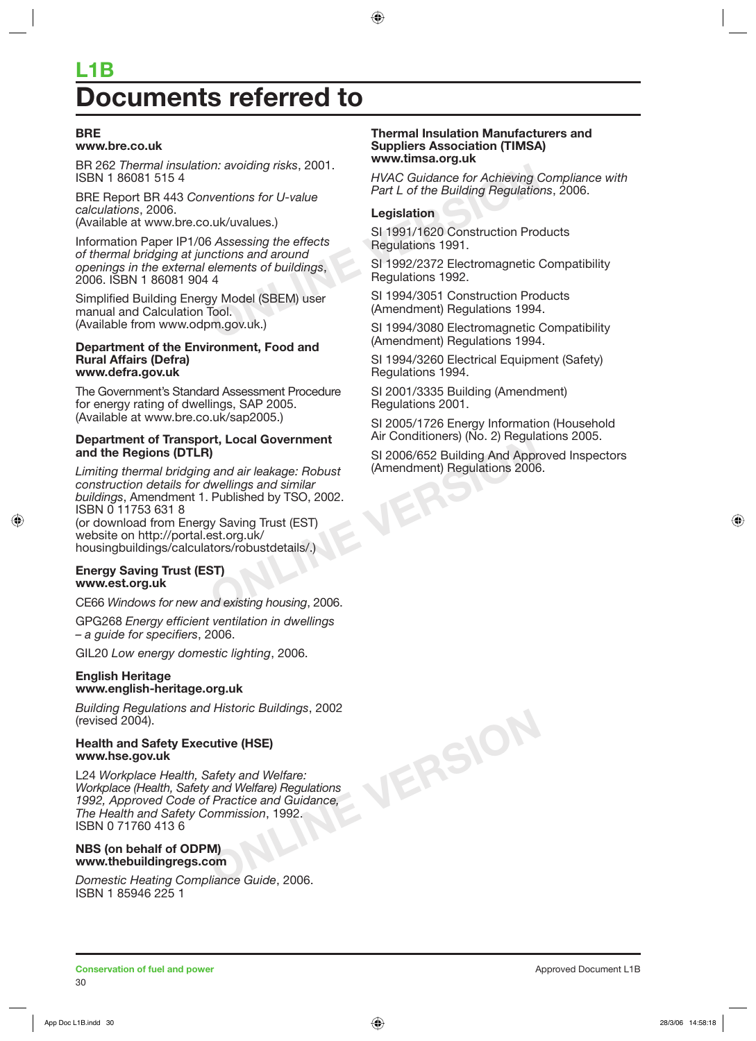# L1B

# Documents referred to

**BRE**
**www.bre.co.uk**

BR 262 *Thermal insulation: avoiding risks*, 2001. ISBN 1 86081 515 4

BRE Report BR 443 *Conventions for U-value calculations*, 2006.
(Available at www.bre.co.uk/uvalues.)

Information Paper IP1/06 *Assessing the effects of thermal bridging at junctions and around openings in the external elements of buildings*, 2006. ISBN 1 86081 904 4

Simplified Building Energy Model (SBEM) user manual and Calculation Tool.
(Available from www.odpm.gov.uk.)

**Department of the Environment, Food and Rural Affairs (Defra)**
**www.defra.gov.uk**

The Government's Standard Assessment Procedure for energy rating of dwellings, SAP 2005.
(Available at www.bre.co.uk/sap2005.)

**Department of Transport, Local Government and the Regions (DTLR)**

*Limiting thermal bridging and air leakage: Robust construction details for dwellings and similar buildings*, Amendment 1. Published by TSO, 2002. ISBN 0 11753 631 8
(or download from Energy Saving Trust (EST) website on http://portal.est.org.uk/housingbuildings/calculators/robustdetails/.)

**Energy Saving Trust (EST)**
**www.est.org.uk**

CE66 *Windows for new and existing housing*, 2006.

GPG268 *Energy efficient ventilation in dwellings – a guide for specifiers*, 2006.

GIL20 *Low energy domestic lighting*, 2006.

**English Heritage**
**www.english-heritage.org.uk**

*Building Regulations and Historic Buildings*, 2002 (revised 2004).

**Health and Safety Executive (HSE)**
**www.hse.gov.uk**

L24 *Workplace Health, Safety and Welfare: Workplace (Health, Safety and Welfare) Regulations 1992, Approved Code of Practice and Guidance, The Health and Safety Commission*, 1992. ISBN 0 71760 413 6

**NBS (on behalf of ODPM)**
**www.thebuildingregs.com**

*Domestic Heating Compliance Guide*, 2006. ISBN 1 85946 225 1

**Thermal Insulation Manufacturers and Suppliers Association (TIMSA)**
**www.timsa.org.uk**

*HVAC Guidance for Achieving Compliance with Part L of the Building Regulations*, 2006.

**Legislation**

SI 1991/1620 Construction Products Regulations 1991.

SI 1992/2372 Electromagnetic Compatibility Regulations 1992.

SI 1994/3051 Construction Products (Amendment) Regulations 1994.

SI 1994/3080 Electromagnetic Compatibility (Amendment) Regulations 1994.

SI 1994/3260 Electrical Equipment (Safety) Regulations 1994.

SI 2001/3335 Building (Amendment) Regulations 2001.

SI 2005/1726 Energy Information (Household Air Conditioners) (No. 2) Regulations 2005.

SI 2006/652 Building And Approved Inspectors (Amendment) Regulations 2006.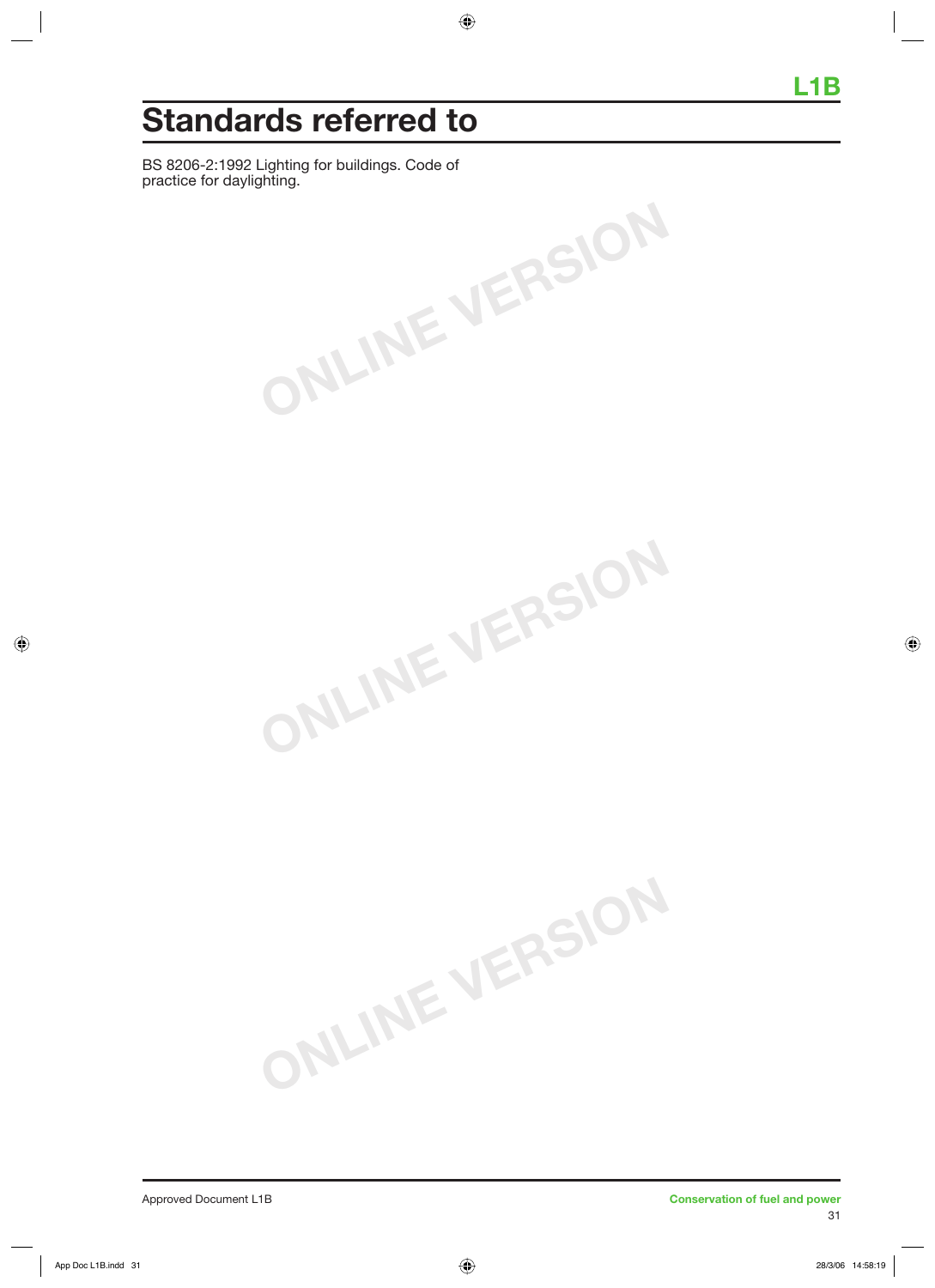# Standards referred to

BS 8206-2:1992 Lighting for buildings. Code of practice for daylighting.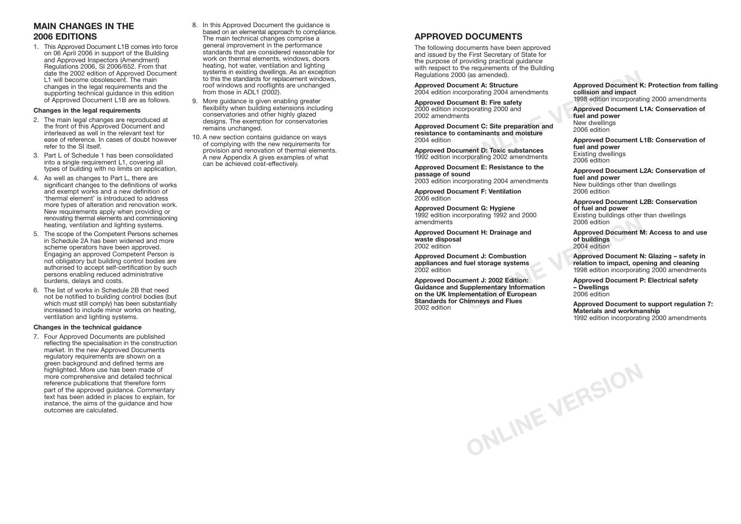## MAIN CHANGES IN THE 2006 EDITIONS

1. This Approved Document L1B comes into force on 06 April 2006 in support of the Building and Approved Inspectors (Amendment) Regulations 2006, SI 2006/652. From that date the 2002 edition of Approved Document L1 will become obsolescent. The main changes in the legal requirements and the supporting technical guidance in this edition of Approved Document L1B are as follows.

### Changes in the legal requirements

2. The main legal changes are reproduced at the front of this Approved Document and interleaved as well in the relevant text for ease of reference. In cases of doubt however refer to the SI itself.
3. Part L of Schedule 1 has been consolidated into a single requirement L1, covering all types of building with no limits on application.
4. As well as changes to Part L, there are significant changes to the definitions of works and exempt works and a new definition of 'thermal element' is introduced to address more types of alteration and renovation work. New requirements apply when providing or renovating thermal elements and commissioning heating, ventilation and lighting systems.
5. The scope of the Competent Persons schemes in Schedule 2A has been widened and more scheme operators have been approved. Engaging an approved Competent Person is not obligatory but building control bodies are authorised to accept self-certification by such persons enabling reduced administrative burdens, delays and costs.
6. The list of works in Schedule 2B that need not be notified to building control bodies (but which must still comply) has been substantially increased to include minor works on heating, ventilation and lighting systems.

### Changes in the technical guidance

7. Four Approved Documents are published reflecting the specialisation in the construction market. In the new Approved Documents regulatory requirements are shown on a green background and defined terms are highlighted. More use has been made of more comprehensive and detailed technical reference publications that therefore form part of the approved guidance. Commentary text has been added in places to explain, for instance, the aims of the guidance and how outcomes are calculated.
8. In this Approved Document the guidance is based on an elemental approach to compliance. The main technical changes comprise a general improvement in the performance standards that are considered reasonable for work on thermal elements, windows, doors heating, hot water, ventilation and lighting systems in existing dwellings. As an exception to this the standards for replacement windows, roof windows and rooflights are unchanged from those in ADL1 (2002).
9. More guidance is given enabling greater flexibility when building extensions including conservatories and other highly glazed designs. The exemption for conservatories remains unchanged.
10. A new section contains guidance on ways of complying with the new requirements for provision and renovation of thermal elements. A new Appendix A gives examples of what can be achieved cost-effectively.

## APPROVED DOCUMENTS

The following documents have been approved and issued by the First Secretary of State for the purpose of providing practical guidance with respect to the requirements of the Building Regulations 2000 (as amended).

**Approved Document A: Structure**
2004 edition incorporating 2004 amendments

**Approved Document B: Fire safety**
2000 edition incorporating 2000 and 2002 amendments

**Approved Document C: Site preparation and resistance to contaminants and moisture**
2004 edition

**Approved Document D: Toxic substances**
1992 edition incorporating 2002 amendments

**Approved Document E: Resistance to the passage of sound**
2003 edition incorporating 2004 amendments

**Approved Document F: Ventilation**
2006 edition

**Approved Document G: Hygiene**
1992 edition incorporating 1992 and 2000 amendments

**Approved Document H: Drainage and waste disposal**
2002 edition

**Approved Document J: Combustion appliances and fuel storage systems**
2002 edition

**Approved Document J: 2002 Edition: Guidance and Supplementary Information on the UK Implementation of European Standards for Chimneys and Flues**
2002 edition

**Approved Document K: Protection from falling collision and impact**
1998 edition incorporating 2000 amendments

**Approved Document L1A: Conservation of fuel and power**
New dwellings
2006 edition

**Approved Document L1B: Conservation of fuel and power**
Existing dwellings
2006 edition

**Approved Document L2A: Conservation of fuel and power**
New buildings other than dwellings
2006 edition

**Approved Document L2B: Conservation of fuel and power**
Existing buildings other than dwellings
2006 edition

**Approved Document M: Access to and use of buildings**
2004 edition

**Approved Document N: Glazing – safety in relation to impact, opening and cleaning**
1998 edition incorporating 2000 amendments

**Approved Document P: Electrical safety – Dwellings**
2006 edition

**Approved Document to support regulation 7: Materials and workmanship**
1992 edition incorporating 2000 amendments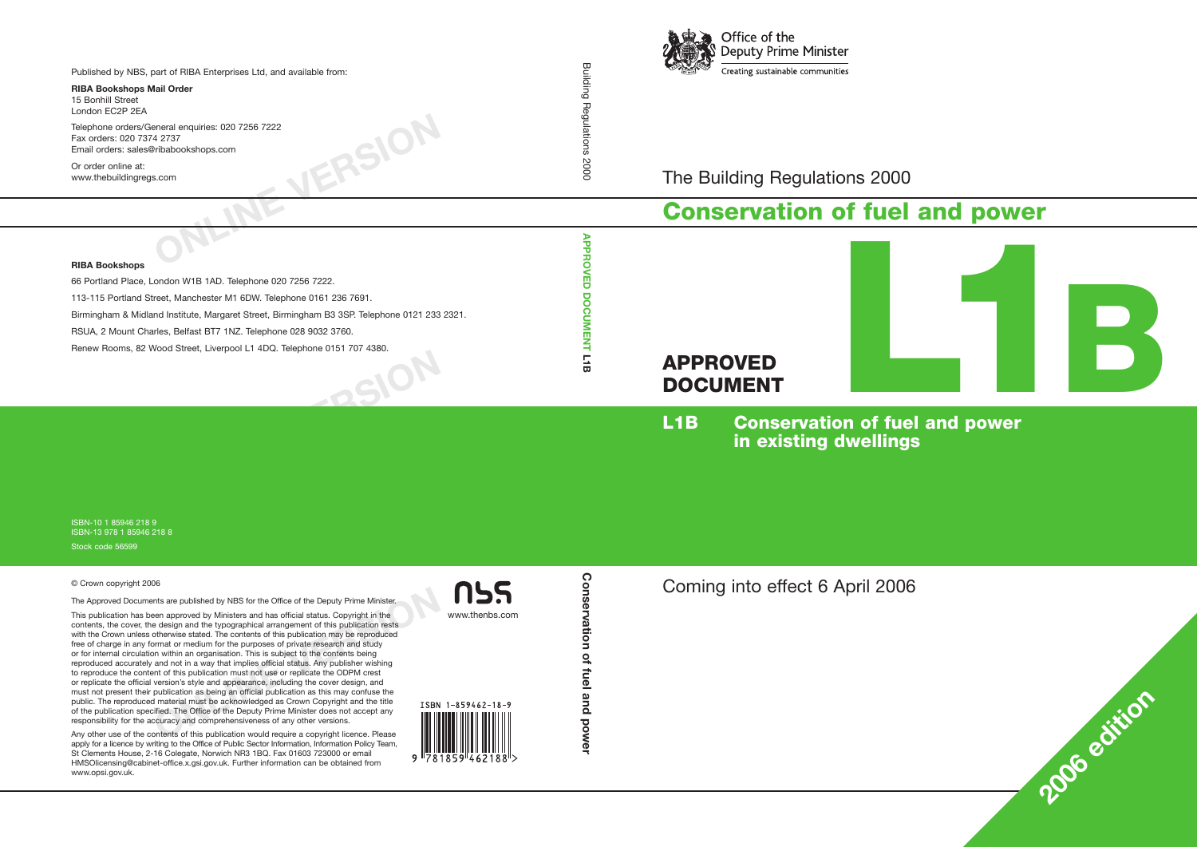Published by NBS, part of RIBA Enterprises Ltd, and available from:

**RIBA Bookshops Mail Order**
15 Bonhill Street
London EC2P 2EA

Telephone orders/General enquiries: 020 7256 7222
Fax orders: 020 7374 2737
Email orders: sales@ribabookshops.com

Or order online at:
www.thebuildingregs.com

**RIBA Bookshops**

66 Portland Place, London W1B 1AD. Telephone 020 7256 7222.

113-115 Portland Street, Manchester M1 6DW. Telephone 0161 236 7691.

Birmingham & Midland Institute, Margaret Street, Birmingham B3 3SP. Telephone 0121 233 2321.

RSUA, 2 Mount Charles, Belfast BT7 1NZ. Telephone 028 9032 3760.

Renew Rooms, 82 Wood Street, Liverpool L1 4DQ. Telephone 0151 707 4380.

ISBN-10 1 85946 218 9
ISBN-13 978 1 85946 218 8
Stock code 56599

© Crown copyright 2006

The Approved Documents are published by NBS for the Office of the Deputy Prime Minister.

This publication has been approved by Ministers and has official status. Copyright in the contents, the cover, the design and the typographical arrangement of this publication rests with the Crown unless otherwise stated. The contents of this publication may be reproduced free of charge in any format or medium for the purposes of private research and study or for internal circulation within an organisation. This is subject to the contents being reproduced accurately and not in a way that implies official status. Any publisher wishing to reproduce the content of this publication must not use or replicate the ODPM crest or replicate the official version's style and appearance, including the cover design, and must not present their publication as being an official publication as this may confuse the public. The reproduced material must be acknowledged as Crown Copyright and the title of the publication specified. The Office of the Deputy Prime Minister does not accept any responsibility for the accuracy and comprehensiveness of any other versions.

Any other use of the contents of this publication would require a copyright licence. Please apply for a licence by writing to the Office of Public Sector Information, Information Policy Team, St Clements House, 2-16 Colegate, Norwich NR3 1BQ. Fax 01603 723000 or email HMSOlicensing@cabinet-office.x.gsi.gov.uk. Further information can be obtained from www.opsi.gov.uk.

nbs
www.thenbs.com

ISBN 1-859462-18-9
9 781859 462188

Building Regulations 2000

APPROVED DOCUMENT L1B

Conservation of fuel and power

Office of the Deputy Prime Minister
Creating sustainable communities

The Building Regulations 2000

## Conservation of fuel and power

# APPROVED DOCUMENT L1B

**L1B Conservation of fuel and power in existing dwellings**

Coming into effect 6 April 2006

2006 edition